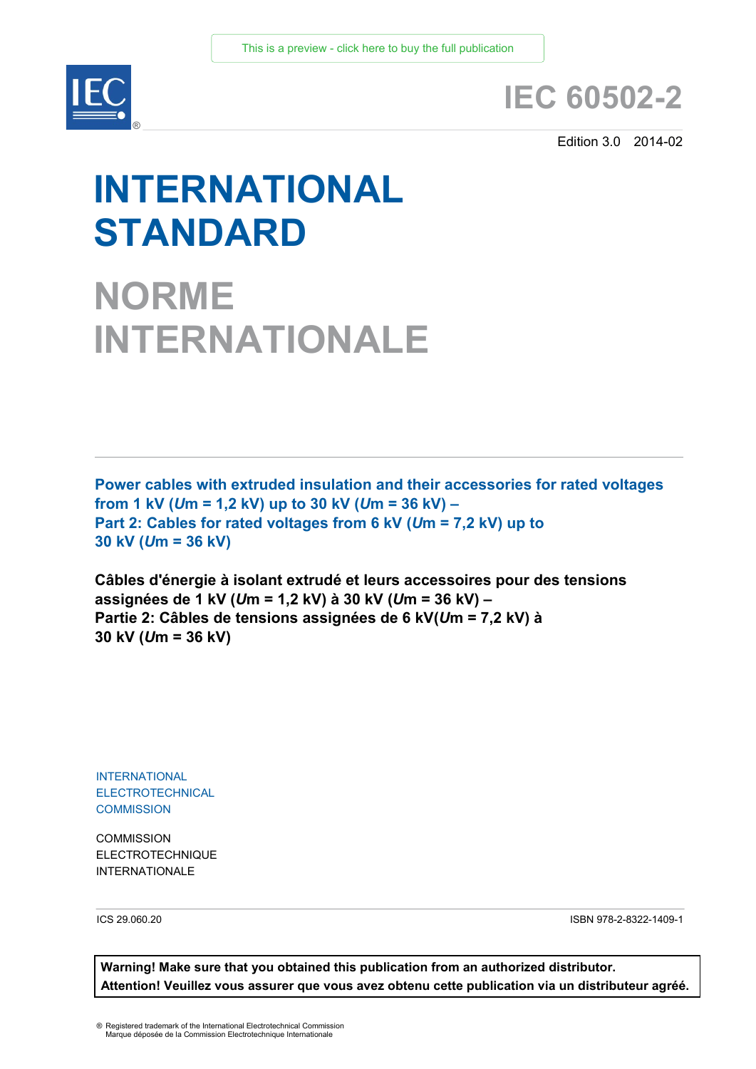This is a preview - click here to buy the full publication

# IEC 60502-2

Edition 3.0 2014-02

# INTERNATIONAL STANDARD

# NORME INTERNATIONALE

**Power cables with extruded insulation and their accessories for rated voltages from 1 kV (*U*m = 1,2 kV) up to 30 kV (*U*m = 36 kV) –**
**Part 2: Cables for rated voltages from 6 kV (*U*m = 7,2 kV) up to 30 kV (*U*m = 36 kV)**

**Câbles d'énergie à isolant extrudé et leurs accessoires pour des tensions assignées de 1 kV (*U*m = 1,2 kV) à 30 kV (*U*m = 36 kV) –**
**Partie 2: Câbles de tensions assignées de 6 kV(*U*m = 7,2 kV) à 30 kV (*U*m = 36 kV)**

INTERNATIONAL
ELECTROTECHNICAL
COMMISSION

COMMISSION
ELECTROTECHNIQUE
INTERNATIONALE

ICS 29.060.20

ISBN 978-2-8322-1409-1

**Warning! Make sure that you obtained this publication from an authorized distributor.**
**Attention! Veuillez vous assurer que vous avez obtenu cette publication via un distributeur agréé.**

® Registered trademark of the International Electrotechnical Commission
Marque déposée de la Commission Electrotechnique Internationale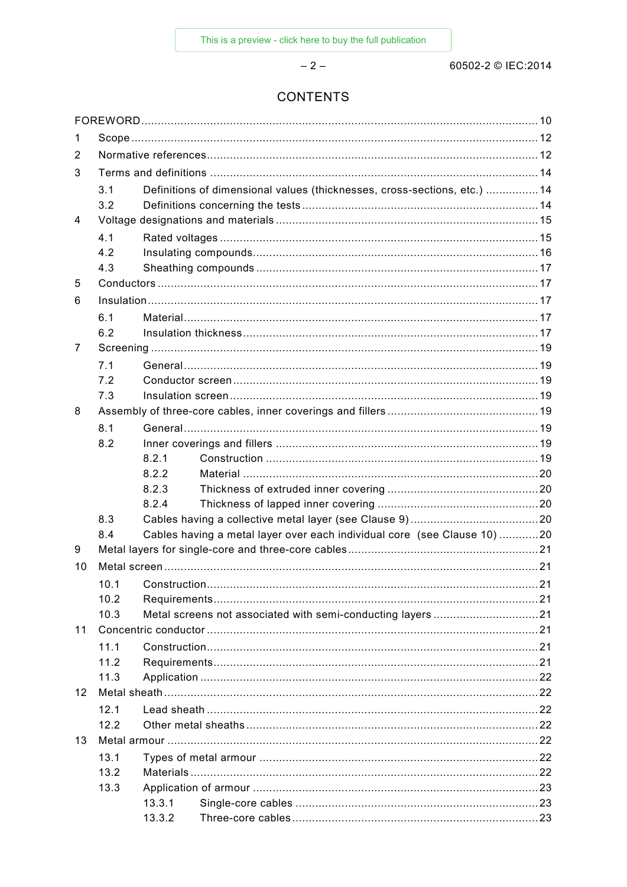# CONTENTS

FOREWORD .......... 10

1 Scope .......... 12

2 Normative references .......... 12

3 Terms and definitions .......... 14

- 3.1 Definitions of dimensional values (thicknesses, cross-sections, etc.) .......... 14
- 3.2 Definitions concerning the tests .......... 14

4 Voltage designations and materials .......... 15

- 4.1 Rated voltages .......... 15
- 4.2 Insulating compounds .......... 16
- 4.3 Sheathing compounds .......... 17

5 Conductors .......... 17

6 Insulation .......... 17

- 6.1 Material .......... 17
- 6.2 Insulation thickness .......... 17

7 Screening .......... 19

- 7.1 General .......... 19
- 7.2 Conductor screen .......... 19
- 7.3 Insulation screen .......... 19

8 Assembly of three-core cables, inner coverings and fillers .......... 19

- 8.1 General .......... 19
- 8.2 Inner coverings and fillers .......... 19
  - 8.2.1 Construction .......... 19
  - 8.2.2 Material .......... 20
  - 8.2.3 Thickness of extruded inner covering .......... 20
  - 8.2.4 Thickness of lapped inner covering .......... 20
- 8.3 Cables having a collective metal layer (see Clause 9) .......... 20
- 8.4 Cables having a metal layer over each individual core (see Clause 10) .......... 20

9 Metal layers for single-core and three-core cables .......... 21

10 Metal screen .......... 21

- 10.1 Construction .......... 21
- 10.2 Requirements .......... 21
- 10.3 Metal screens not associated with semi-conducting layers .......... 21

11 Concentric conductor .......... 21

- 11.1 Construction .......... 21
- 11.2 Requirements .......... 21
- 11.3 Application .......... 22

12 Metal sheath .......... 22

- 12.1 Lead sheath .......... 22
- 12.2 Other metal sheaths .......... 22

13 Metal armour .......... 22

- 13.1 Types of metal armour .......... 22
- 13.2 Materials .......... 22
- 13.3 Application of armour .......... 23
  - 13.3.1 Single-core cables .......... 23
  - 13.3.2 Three-core cables .......... 23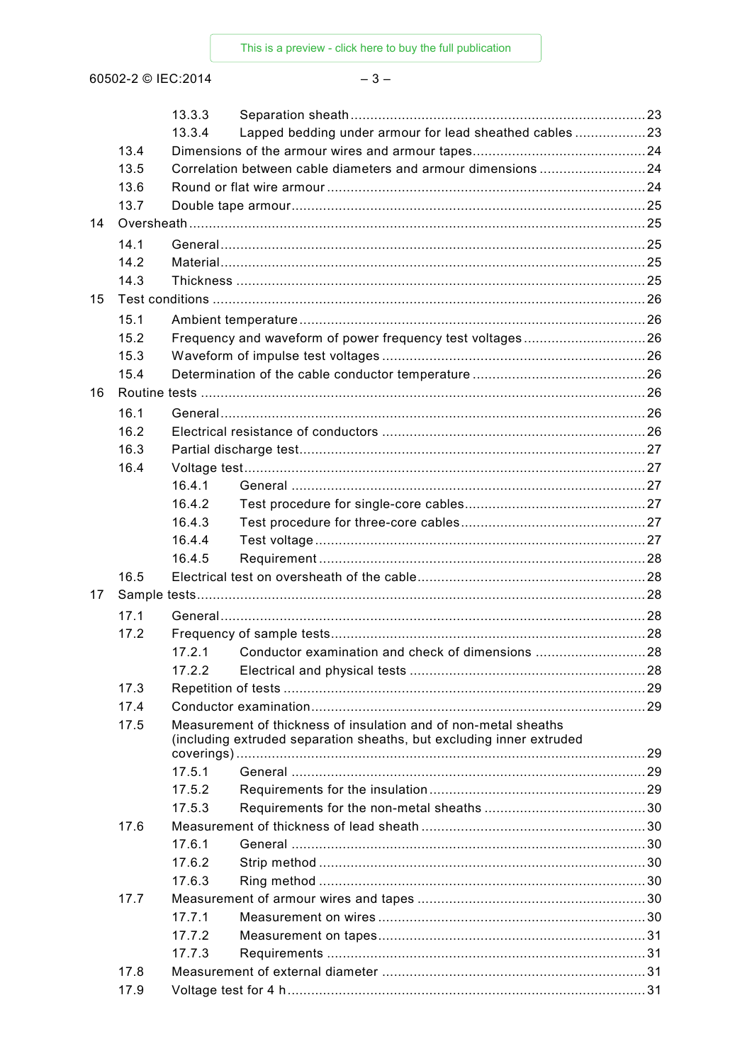13.3.3 Separation sheath ..........23
13.3.4 Lapped bedding under armour for lead sheathed cables ..........23
13.4 Dimensions of the armour wires and armour tapes ..........24
13.5 Correlation between cable diameters and armour dimensions ..........24
13.6 Round or flat wire armour ..........24
13.7 Double tape armour ..........25
14 Oversheath ..........25
14.1 General ..........25
14.2 Material ..........25
14.3 Thickness ..........25
15 Test conditions ..........26
15.1 Ambient temperature ..........26
15.2 Frequency and waveform of power frequency test voltages ..........26
15.3 Waveform of impulse test voltages ..........26
15.4 Determination of the cable conductor temperature ..........26
16 Routine tests ..........26
16.1 General ..........26
16.2 Electrical resistance of conductors ..........26
16.3 Partial discharge test ..........27
16.4 Voltage test ..........27
16.4.1 General ..........27
16.4.2 Test procedure for single-core cables ..........27
16.4.3 Test procedure for three-core cables ..........27
16.4.4 Test voltage ..........27
16.4.5 Requirement ..........28
16.5 Electrical test on oversheath of the cable ..........28
17 Sample tests ..........28
17.1 General ..........28
17.2 Frequency of sample tests ..........28
17.2.1 Conductor examination and check of dimensions ..........28
17.2.2 Electrical and physical tests ..........28
17.3 Repetition of tests ..........29
17.4 Conductor examination ..........29
17.5 Measurement of thickness of insulation and of non-metal sheaths (including extruded separation sheaths, but excluding inner extruded coverings) ..........29
17.5.1 General ..........29
17.5.2 Requirements for the insulation ..........29
17.5.3 Requirements for the non-metal sheaths ..........30
17.6 Measurement of thickness of lead sheath ..........30
17.6.1 General ..........30
17.6.2 Strip method ..........30
17.6.3 Ring method ..........30
17.7 Measurement of armour wires and tapes ..........30
17.7.1 Measurement on wires ..........30
17.7.2 Measurement on tapes ..........31
17.7.3 Requirements ..........31
17.8 Measurement of external diameter ..........31
17.9 Voltage test for 4 h ..........31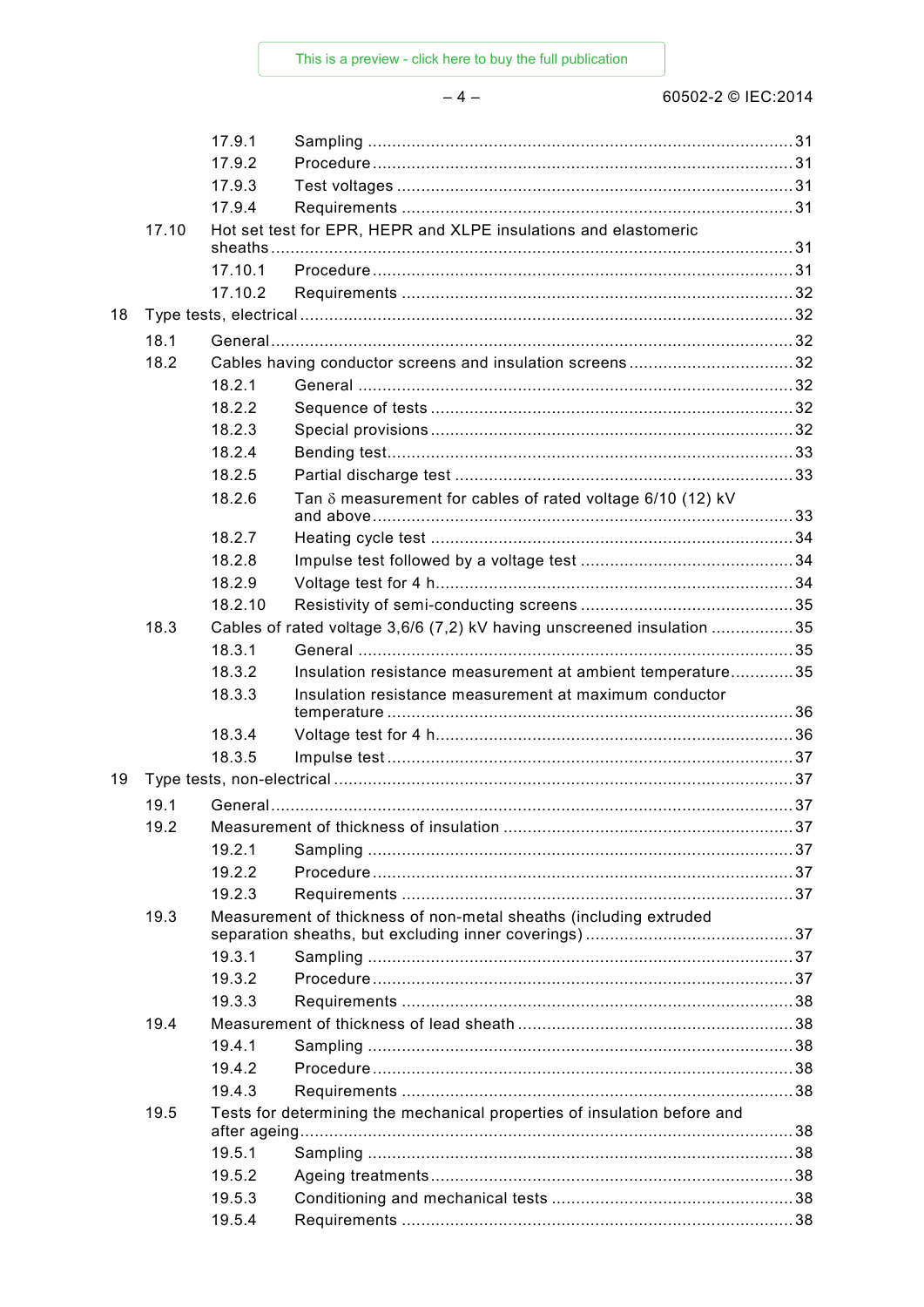17.9.1 Sampling ........................................................................................ 31
17.9.2 Procedure ...................................................................................... 31
17.9.3 Test voltages .................................................................................. 31
17.9.4 Requirements ................................................................................. 31
17.10 Hot set test for EPR, HEPR and XLPE insulations and elastomeric sheaths ........................................................................................................... 31
17.10.1 Procedure ...................................................................................... 31
17.10.2 Requirements ................................................................................. 32
18 Type tests, electrical ..................................................................................... 32
18.1 General .......................................................................................................... 32
18.2 Cables having conductor screens and insulation screens .................................. 32
18.2.1 General .......................................................................................... 32
18.2.2 Sequence of tests ........................................................................... 32
18.2.3 Special provisions ........................................................................... 32
18.2.4 Bending test .................................................................................... 33
18.2.5 Partial discharge test ...................................................................... 33
18.2.6 Tan $\delta$ measurement for cables of rated voltage 6/10 (12) kV and above ...................................................................................... 33
18.2.7 Heating cycle test ........................................................................... 34
18.2.8 Impulse test followed by a voltage test ............................................ 34
18.2.9 Voltage test for 4 h .......................................................................... 34
18.2.10 Resistivity of semi-conducting screens ............................................ 35
18.3 Cables of rated voltage 3,6/6 (7,2) kV having unscreened insulation ................. 35
18.3.1 General .......................................................................................... 35
18.3.2 Insulation resistance measurement at ambient temperature ............. 35
18.3.3 Insulation resistance measurement at maximum conductor temperature .................................................................................... 36
18.3.4 Voltage test for 4 h .......................................................................... 36
18.3.5 Impulse test .................................................................................... 37
19 Type tests, non-electrical ............................................................................... 37
19.1 General .......................................................................................................... 37
19.2 Measurement of thickness of insulation ............................................................ 37
19.2.1 Sampling ........................................................................................ 37
19.2.2 Procedure ...................................................................................... 37
19.2.3 Requirements ................................................................................. 37
19.3 Measurement of thickness of non-metal sheaths (including extruded separation sheaths, but excluding inner coverings) ........................................... 37
19.3.1 Sampling ........................................................................................ 37
19.3.2 Procedure ...................................................................................... 37
19.3.3 Requirements ................................................................................. 38
19.4 Measurement of thickness of lead sheath ......................................................... 38
19.4.1 Sampling ........................................................................................ 38
19.4.2 Procedure ...................................................................................... 38
19.4.3 Requirements ................................................................................. 38
19.5 Tests for determining the mechanical properties of insulation before and after ageing ..................................................................................................... 38
19.5.1 Sampling ........................................................................................ 38
19.5.2 Ageing treatments ........................................................................... 38
19.5.3 Conditioning and mechanical tests .................................................. 38
19.5.4 Requirements ................................................................................. 38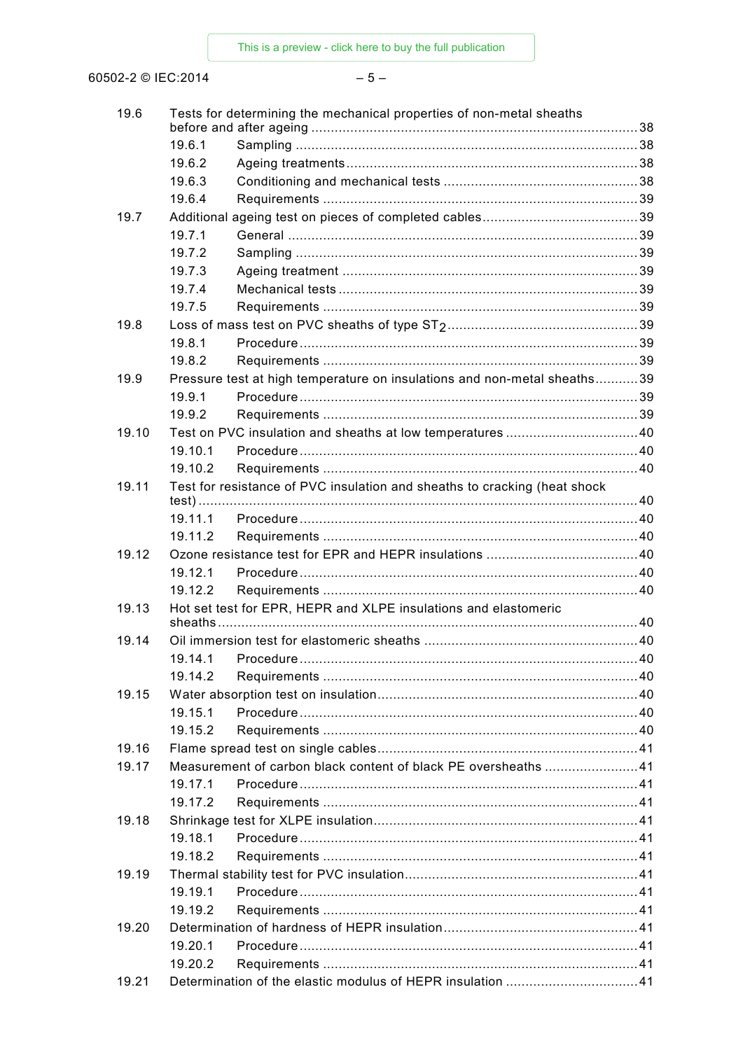19.6 Tests for determining the mechanical properties of non-metal sheaths before and after ageing ... 38
  19.6.1 Sampling ... 38
  19.6.2 Ageing treatments ... 38
  19.6.3 Conditioning and mechanical tests ... 38
  19.6.4 Requirements ... 39
19.7 Additional ageing test on pieces of completed cables ... 39
  19.7.1 General ... 39
  19.7.2 Sampling ... 39
  19.7.3 Ageing treatment ... 39
  19.7.4 Mechanical tests ... 39
  19.7.5 Requirements ... 39
19.8 Loss of mass test on PVC sheaths of type $ST_2$ ... 39
  19.8.1 Procedure ... 39
  19.8.2 Requirements ... 39
19.9 Pressure test at high temperature on insulations and non-metal sheaths ... 39
  19.9.1 Procedure ... 39
  19.9.2 Requirements ... 39
19.10 Test on PVC insulation and sheaths at low temperatures ... 40
  19.10.1 Procedure ... 40
  19.10.2 Requirements ... 40
19.11 Test for resistance of PVC insulation and sheaths to cracking (heat shock test) ... 40
  19.11.1 Procedure ... 40
  19.11.2 Requirements ... 40
19.12 Ozone resistance test for EPR and HEPR insulations ... 40
  19.12.1 Procedure ... 40
  19.12.2 Requirements ... 40
19.13 Hot set test for EPR, HEPR and XLPE insulations and elastomeric sheaths ... 40
19.14 Oil immersion test for elastomeric sheaths ... 40
  19.14.1 Procedure ... 40
  19.14.2 Requirements ... 40
19.15 Water absorption test on insulation ... 40
  19.15.1 Procedure ... 40
  19.15.2 Requirements ... 40
19.16 Flame spread test on single cables ... 41
19.17 Measurement of carbon black content of black PE oversheaths ... 41
  19.17.1 Procedure ... 41
  19.17.2 Requirements ... 41
19.18 Shrinkage test for XLPE insulation ... 41
  19.18.1 Procedure ... 41
  19.18.2 Requirements ... 41
19.19 Thermal stability test for PVC insulation ... 41
  19.19.1 Procedure ... 41
  19.19.2 Requirements ... 41
19.20 Determination of hardness of HEPR insulation ... 41
  19.20.1 Procedure ... 41
  19.20.2 Requirements ... 41
19.21 Determination of the elastic modulus of HEPR insulation ... 41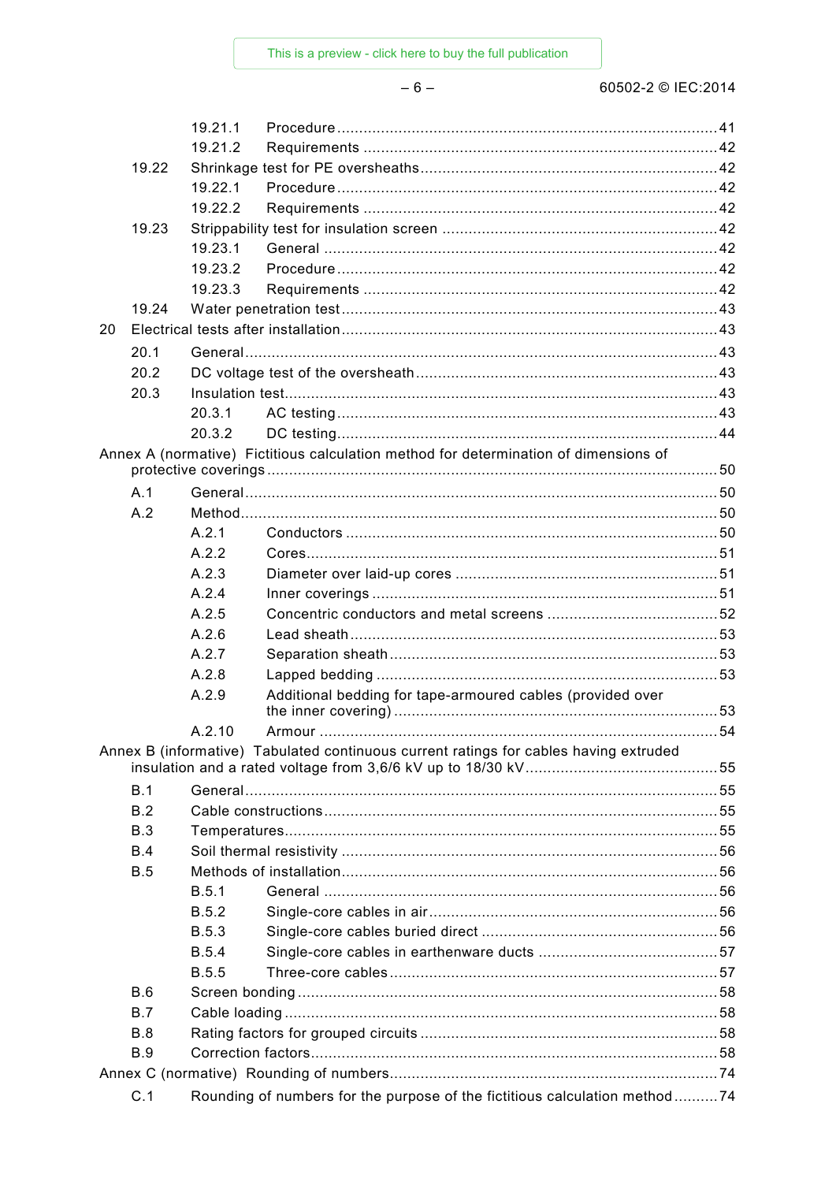19.21.1 Procedure ........................................................................................ 41
19.21.2 Requirements .................................................................................. 42
19.22 Shrinkage test for PE oversheaths .................................................... 42
19.22.1 Procedure ........................................................................................ 42
19.22.2 Requirements .................................................................................. 42
19.23 Strippability test for insulation screen ............................................... 42
19.23.1 General ........................................................................................... 42
19.23.2 Procedure ........................................................................................ 42
19.23.3 Requirements .................................................................................. 42
19.24 Water penetration test ....................................................................... 43
20 Electrical tests after installation ............................................................. 43
20.1 General ............................................................................................... 43
20.2 DC voltage test of the oversheath ..................................................... 43
20.3 Insulation test ..................................................................................... 43
20.3.1 AC testing ........................................................................................ 43
20.3.2 DC testing ........................................................................................ 44
Annex A (normative) Fictitious calculation method for determination of dimensions of protective coverings ........................................................................................ 50
A.1 General ................................................................................................ 50
A.2 Method ................................................................................................. 50
A.2.1 Conductors ........................................................................................ 50
A.2.2 Cores .................................................................................................. 51
A.2.3 Diameter over laid-up cores ............................................................. 51
A.2.4 Inner coverings ................................................................................. 51
A.2.5 Concentric conductors and metal screens ....................................... 52
A.2.6 Lead sheath ....................................................................................... 53
A.2.7 Separation sheath ............................................................................. 53
A.2.8 Lapped bedding ................................................................................ 53
A.2.9 Additional bedding for tape-armoured cables (provided over the inner covering) ............................................................................................ 53
A.2.10 Armour ............................................................................................. 54
Annex B (informative) Tabulated continuous current ratings for cables having extruded insulation and a rated voltage from 3,6/6 kV up to 18/30 kV ............................... 55
B.1 General ................................................................................................ 55
B.2 Cable constructions ............................................................................ 55
B.3 Temperatures ....................................................................................... 55
B.4 Soil thermal resistivity ........................................................................ 56
B.5 Methods of installation ........................................................................ 56
B.5.1 General ............................................................................................. 56
B.5.2 Single-core cables in air .................................................................. 56
B.5.3 Single-core cables buried direct ...................................................... 56
B.5.4 Single-core cables in earthenware ducts ......................................... 57
B.5.5 Three-core cables ............................................................................ 57
B.6 Screen bonding .................................................................................... 58
B.7 Cable loading ....................................................................................... 58
B.8 Rating factors for grouped circuits ..................................................... 58
B.9 Correction factors ................................................................................ 58
Annex C (normative) Rounding of numbers ................................................. 74
C.1 Rounding of numbers for the purpose of the fictitious calculation method .......... 74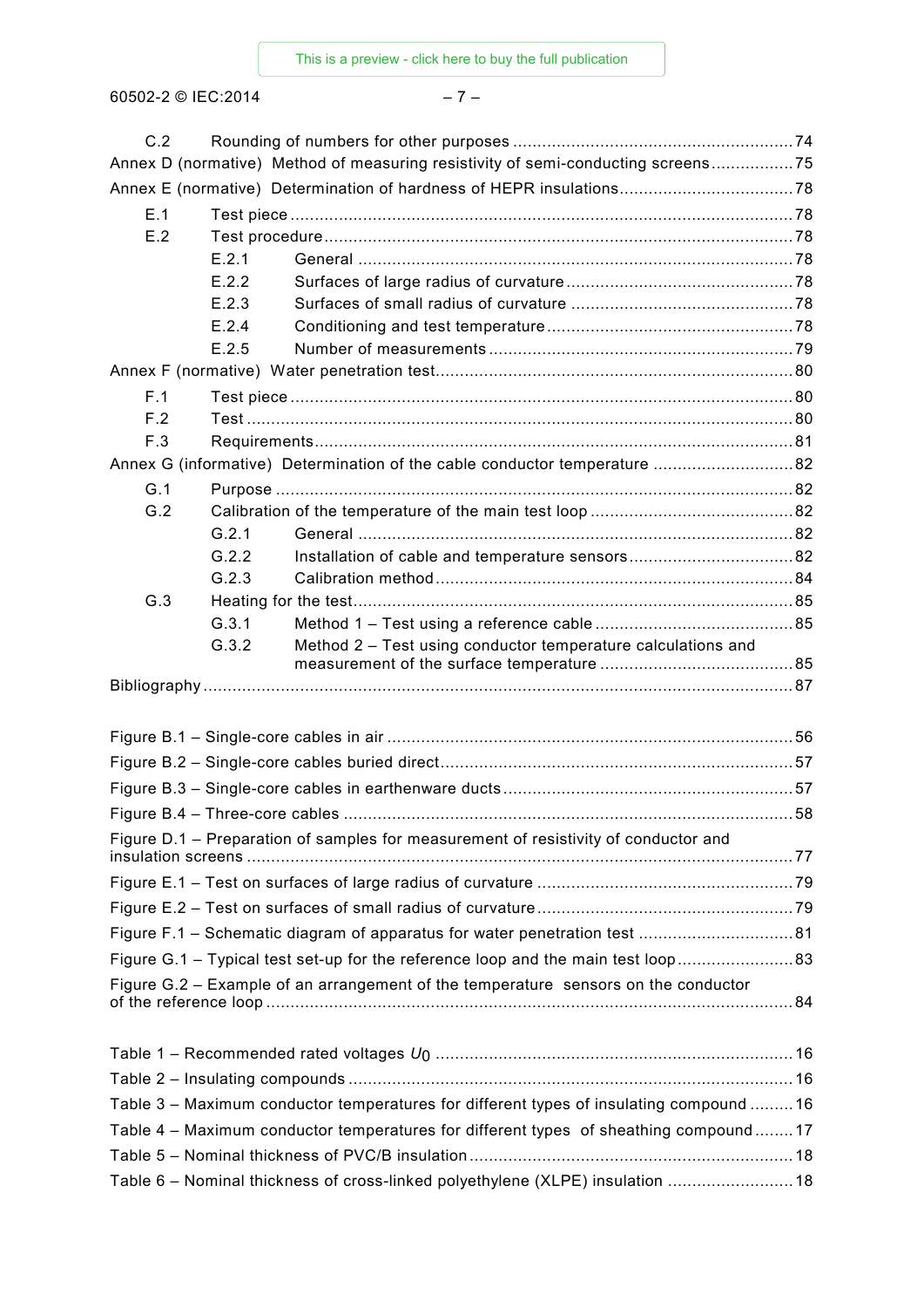C.2 Rounding of numbers for other purposes ........................................................ 74
Annex D (normative) Method of measuring resistivity of semi-conducting screens ................. 75
Annex E (normative) Determination of hardness of HEPR insulations .................................... 78
E.1 Test piece ........................................................................................................ 78
E.2 Test procedure ................................................................................................. 78
E.2.1 General ......................................................................................................... 78
E.2.2 Surfaces of large radius of curvature ............................................................... 78
E.2.3 Surfaces of small radius of curvature .............................................................. 78
E.2.4 Conditioning and test temperature ................................................................... 78
E.2.5 Number of measurements ............................................................................... 79
Annex F (normative) Water penetration test ........................................................................ 80
F.1 Test piece ........................................................................................................ 80
F.2 Test ................................................................................................................ 80
F.3 Requirements .................................................................................................. 81
Annex G (informative) Determination of the cable conductor temperature ............................. 82
G.1 Purpose .......................................................................................................... 82
G.2 Calibration of the temperature of the main test loop .......................................... 82
G.2.1 General ......................................................................................................... 82
G.2.2 Installation of cable and temperature sensors .................................................. 82
G.2.3 Calibration method ......................................................................................... 84
G.3 Heating for the test ........................................................................................... 85
G.3.1 Method 1 – Test using a reference cable ......................................................... 85
G.3.2 Method 2 – Test using conductor temperature calculations and measurement of the surface temperature ........................................ 85
Bibliography ........................................................................................................................ 87

Figure B.1 – Single-core cables in air .................................................................................... 56
Figure B.2 – Single-core cables buried direct ........................................................................ 57
Figure B.3 – Single-core cables in earthenware ducts ........................................................... 57
Figure B.4 – Three-core cables ............................................................................................. 58
Figure D.1 – Preparation of samples for measurement of resistivity of conductor and insulation screens ................................................................................................................ 77
Figure E.1 – Test on surfaces of large radius of curvature ..................................................... 79
Figure E.2 – Test on surfaces of small radius of curvature ..................................................... 79
Figure F.1 – Schematic diagram of apparatus for water penetration test ................................ 81
Figure G.1 – Typical test set-up for the reference loop and the main test loop ........................ 83
Figure G.2 – Example of an arrangement of the temperature sensors on the conductor of the reference loop ............................................................................................................ 84

Table 1 – Recommended rated voltages $U_0$ ......................................................................... 16
Table 2 – Insulating compounds ............................................................................................ 16
Table 3 – Maximum conductor temperatures for different types of insulating compound ......... 16
Table 4 – Maximum conductor temperatures for different types of sheathing compound ........ 17
Table 5 – Nominal thickness of PVC/B insulation .................................................................. 18
Table 6 – Nominal thickness of cross-linked polyethylene (XLPE) insulation .......................... 18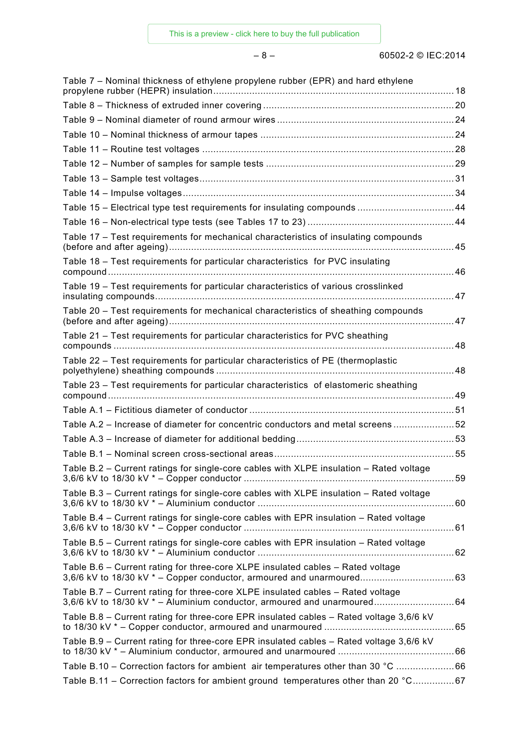Table 7 – Nominal thickness of ethylene propylene rubber (EPR) and hard ethylene propylene rubber (HEPR) insulation ..... 18

Table 8 – Thickness of extruded inner covering ..... 20

Table 9 – Nominal diameter of round armour wires ..... 24

Table 10 – Nominal thickness of armour tapes ..... 24

Table 11 – Routine test voltages ..... 28

Table 12 – Number of samples for sample tests ..... 29

Table 13 – Sample test voltages ..... 31

Table 14 – Impulse voltages ..... 34

Table 15 – Electrical type test requirements for insulating compounds ..... 44

Table 16 – Non-electrical type tests (see Tables 17 to 23) ..... 44

Table 17 – Test requirements for mechanical characteristics of insulating compounds (before and after ageing) ..... 45

Table 18 – Test requirements for particular characteristics for PVC insulating compound ..... 46

Table 19 – Test requirements for particular characteristics of various crosslinked insulating compounds ..... 47

Table 20 – Test requirements for mechanical characteristics of sheathing compounds (before and after ageing) ..... 47

Table 21 – Test requirements for particular characteristics for PVC sheathing compounds ..... 48

Table 22 – Test requirements for particular characteristics of PE (thermoplastic polyethylene) sheathing compounds ..... 48

Table 23 – Test requirements for particular characteristics of elastomeric sheathing compound ..... 49

Table A.1 – Fictitious diameter of conductor ..... 51

Table A.2 – Increase of diameter for concentric conductors and metal screens ..... 52

Table A.3 – Increase of diameter for additional bedding ..... 53

Table B.1 – Nominal screen cross-sectional areas ..... 55

Table B.2 – Current ratings for single-core cables with XLPE insulation – Rated voltage 3,6/6 kV to 18/30 kV * – Copper conductor ..... 59

Table B.3 – Current ratings for single-core cables with XLPE insulation – Rated voltage 3,6/6 kV to 18/30 kV * – Aluminium conductor ..... 60

Table B.4 – Current ratings for single-core cables with EPR insulation – Rated voltage 3,6/6 kV to 18/30 kV * – Copper conductor ..... 61

Table B.5 – Current ratings for single-core cables with EPR insulation – Rated voltage 3,6/6 kV to 18/30 kV * – Aluminium conductor ..... 62

Table B.6 – Current rating for three-core XLPE insulated cables – Rated voltage 3,6/6 kV to 18/30 kV * – Copper conductor, armoured and unarmoured ..... 63

Table B.7 – Current rating for three-core XLPE insulated cables – Rated voltage 3,6/6 kV to 18/30 kV * – Aluminium conductor, armoured and unarmoured ..... 64

Table B.8 – Current rating for three-core EPR insulated cables – Rated voltage 3,6/6 kV to 18/30 kV * – Copper conductor, armoured and unarmoured ..... 65

Table B.9 – Current rating for three-core EPR insulated cables – Rated voltage 3,6/6 kV to 18/30 kV * – Aluminium conductor, armoured and unarmoured ..... 66

Table B.10 – Correction factors for ambient air temperatures other than 30 °C ..... 66

Table B.11 – Correction factors for ambient ground temperatures other than 20 °C ..... 67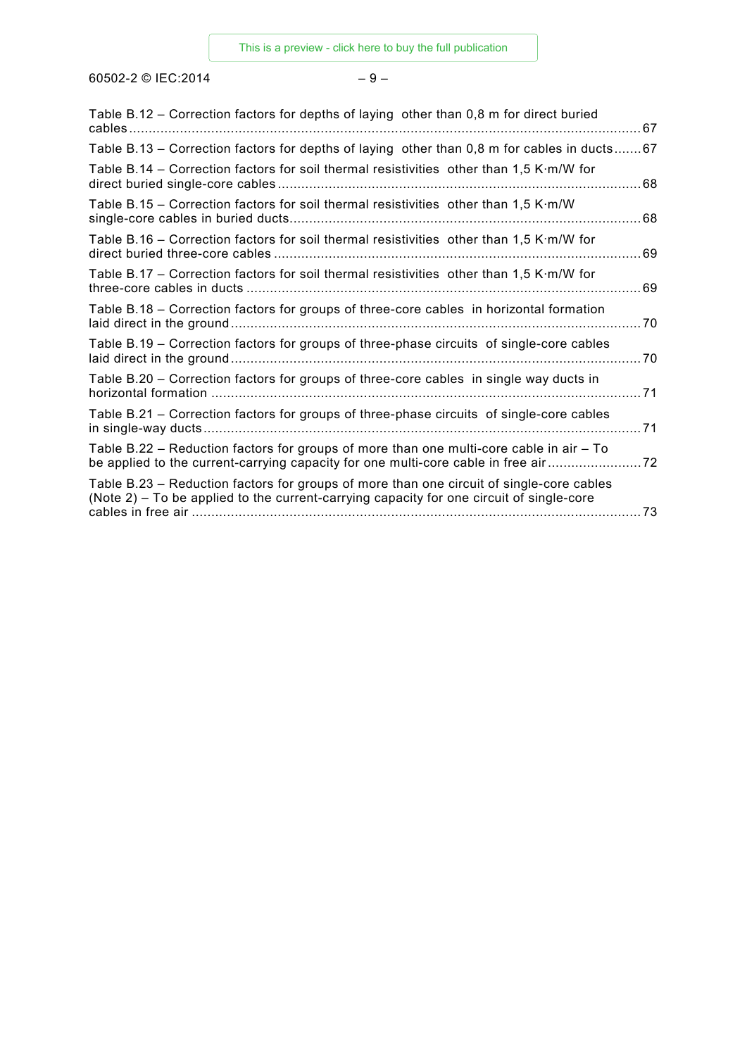Table B.12 – Correction factors for depths of laying other than 0,8 m for direct buried cables ... 67

Table B.13 – Correction factors for depths of laying other than 0,8 m for cables in ducts ... 67

Table B.14 – Correction factors for soil thermal resistivities other than 1,5 K·m/W for direct buried single-core cables ... 68

Table B.15 – Correction factors for soil thermal resistivities other than 1,5 K·m/W single-core cables in buried ducts ... 68

Table B.16 – Correction factors for soil thermal resistivities other than 1,5 K·m/W for direct buried three-core cables ... 69

Table B.17 – Correction factors for soil thermal resistivities other than 1,5 K·m/W for three-core cables in ducts ... 69

Table B.18 – Correction factors for groups of three-core cables in horizontal formation laid direct in the ground ... 70

Table B.19 – Correction factors for groups of three-phase circuits of single-core cables laid direct in the ground ... 70

Table B.20 – Correction factors for groups of three-core cables in single way ducts in horizontal formation ... 71

Table B.21 – Correction factors for groups of three-phase circuits of single-core cables in single-way ducts ... 71

Table B.22 – Reduction factors for groups of more than one multi-core cable in air – To be applied to the current-carrying capacity for one multi-core cable in free air ... 72

Table B.23 – Reduction factors for groups of more than one circuit of single-core cables (Note 2) – To be applied to the current-carrying capacity for one circuit of single-core cables in free air ... 73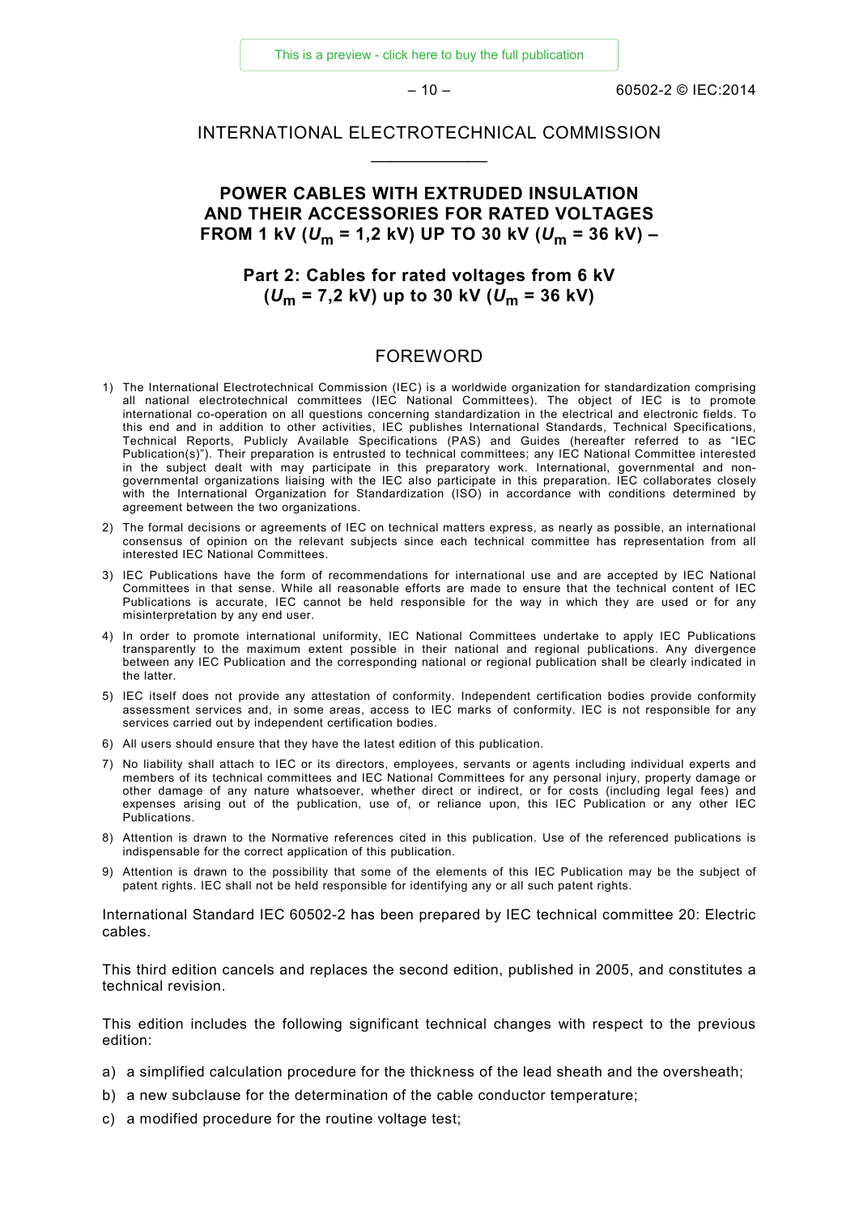INTERNATIONAL ELECTROTECHNICAL COMMISSION

____________

# POWER CABLES WITH EXTRUDED INSULATION AND THEIR ACCESSORIES FOR RATED VOLTAGES FROM 1 kV ($U_m$ = 1,2 kV) UP TO 30 kV ($U_m$ = 36 kV) –

## Part 2: Cables for rated voltages from 6 kV ($U_m$ = 7,2 kV) up to 30 kV ($U_m$ = 36 kV)

## FOREWORD

1) The International Electrotechnical Commission (IEC) is a worldwide organization for standardization comprising all national electrotechnical committees (IEC National Committees). The object of IEC is to promote international co-operation on all questions concerning standardization in the electrical and electronic fields. To this end and in addition to other activities, IEC publishes International Standards, Technical Specifications, Technical Reports, Publicly Available Specifications (PAS) and Guides (hereafter referred to as "IEC Publication(s)"). Their preparation is entrusted to technical committees; any IEC National Committee interested in the subject dealt with may participate in this preparatory work. International, governmental and non-governmental organizations liaising with the IEC also participate in this preparation. IEC collaborates closely with the International Organization for Standardization (ISO) in accordance with conditions determined by agreement between the two organizations.
2) The formal decisions or agreements of IEC on technical matters express, as nearly as possible, an international consensus of opinion on the relevant subjects since each technical committee has representation from all interested IEC National Committees.
3) IEC Publications have the form of recommendations for international use and are accepted by IEC National Committees in that sense. While all reasonable efforts are made to ensure that the technical content of IEC Publications is accurate, IEC cannot be held responsible for the way in which they are used or for any misinterpretation by any end user.
4) In order to promote international uniformity, IEC National Committees undertake to apply IEC Publications transparently to the maximum extent possible in their national and regional publications. Any divergence between any IEC Publication and the corresponding national or regional publication shall be clearly indicated in the latter.
5) IEC itself does not provide any attestation of conformity. Independent certification bodies provide conformity assessment services and, in some areas, access to IEC marks of conformity. IEC is not responsible for any services carried out by independent certification bodies.
6) All users should ensure that they have the latest edition of this publication.
7) No liability shall attach to IEC or its directors, employees, servants or agents including individual experts and members of its technical committees and IEC National Committees for any personal injury, property damage or other damage of any nature whatsoever, whether direct or indirect, or for costs (including legal fees) and expenses arising out of the publication, use of, or reliance upon, this IEC Publication or any other IEC Publications.
8) Attention is drawn to the Normative references cited in this publication. Use of the referenced publications is indispensable for the correct application of this publication.
9) Attention is drawn to the possibility that some of the elements of this IEC Publication may be the subject of patent rights. IEC shall not be held responsible for identifying any or all such patent rights.

International Standard IEC 60502-2 has been prepared by IEC technical committee 20: Electric cables.

This third edition cancels and replaces the second edition, published in 2005, and constitutes a technical revision.

This edition includes the following significant technical changes with respect to the previous edition:

a) a simplified calculation procedure for the thickness of the lead sheath and the oversheath;
b) a new subclause for the determination of the cable conductor temperature;
c) a modified procedure for the routine voltage test;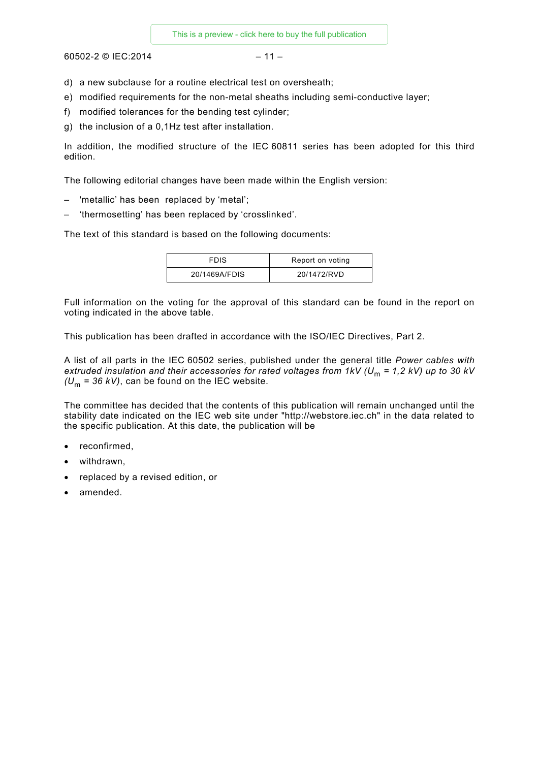d) a new subclause for a routine electrical test on oversheath;

e) modified requirements for the non-metal sheaths including semi-conductive layer;

f) modified tolerances for the bending test cylinder;

g) the inclusion of a 0,1Hz test after installation.

In addition, the modified structure of the IEC 60811 series has been adopted for this third edition.

The following editorial changes have been made within the English version:

– 'metallic' has been replaced by 'metal';
– 'thermosetting' has been replaced by 'crosslinked'.

The text of this standard is based on the following documents:

| FDIS | Report on voting |
|---|---|
| 20/1469A/FDIS | 20/1472/RVD |

Full information on the voting for the approval of this standard can be found in the report on voting indicated in the above table.

This publication has been drafted in accordance with the ISO/IEC Directives, Part 2.

A list of all parts in the IEC 60502 series, published under the general title *Power cables with extruded insulation and their accessories for rated voltages from 1kV ($U_m$ = 1,2 kV) up to 30 kV ($U_m$ = 36 kV)*, can be found on the IEC website.

The committee has decided that the contents of this publication will remain unchanged until the stability date indicated on the IEC web site under "http://webstore.iec.ch" in the data related to the specific publication. At this date, the publication will be

- reconfirmed,
- withdrawn,
- replaced by a revised edition, or
- amended.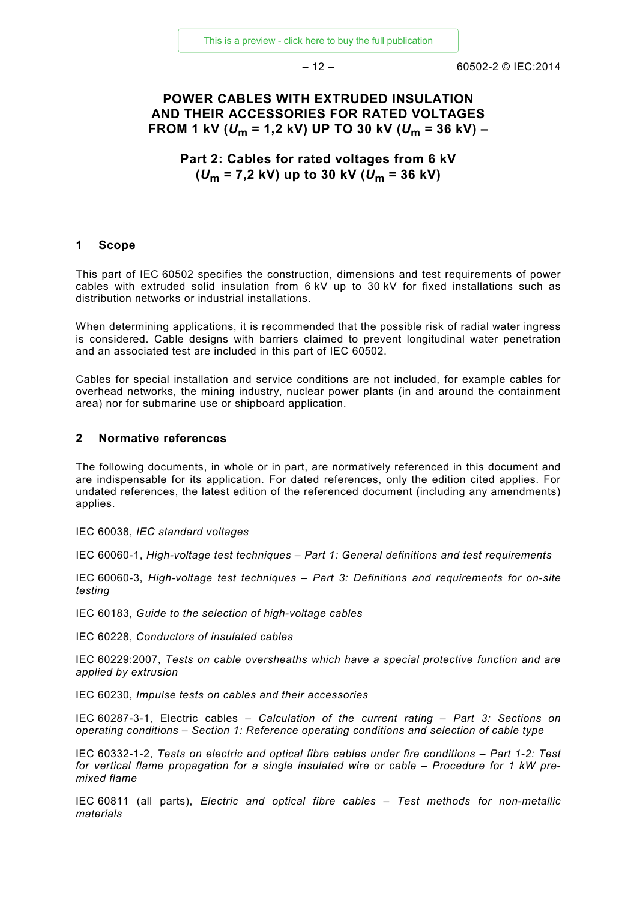# POWER CABLES WITH EXTRUDED INSULATION AND THEIR ACCESSORIES FOR RATED VOLTAGES FROM 1 kV ($U_m$ = 1,2 kV) UP TO 30 kV ($U_m$ = 36 kV) –

## Part 2: Cables for rated voltages from 6 kV ($U_m$ = 7,2 kV) up to 30 kV ($U_m$ = 36 kV)

## 1 Scope

This part of IEC 60502 specifies the construction, dimensions and test requirements of power cables with extruded solid insulation from 6 kV up to 30 kV for fixed installations such as distribution networks or industrial installations.

When determining applications, it is recommended that the possible risk of radial water ingress is considered. Cable designs with barriers claimed to prevent longitudinal water penetration and an associated test are included in this part of IEC 60502.

Cables for special installation and service conditions are not included, for example cables for overhead networks, the mining industry, nuclear power plants (in and around the containment area) nor for submarine use or shipboard application.

## 2 Normative references

The following documents, in whole or in part, are normatively referenced in this document and are indispensable for its application. For dated references, only the edition cited applies. For undated references, the latest edition of the referenced document (including any amendments) applies.

IEC 60038, *IEC standard voltages*

IEC 60060-1, *High-voltage test techniques – Part 1: General definitions and test requirements*

IEC 60060-3, *High-voltage test techniques – Part 3: Definitions and requirements for on-site testing*

IEC 60183, *Guide to the selection of high-voltage cables*

IEC 60228, *Conductors of insulated cables*

IEC 60229:2007, *Tests on cable oversheaths which have a special protective function and are applied by extrusion*

IEC 60230, *Impulse tests on cables and their accessories*

IEC 60287-3-1, Electric cables – *Calculation of the current rating – Part 3: Sections on operating conditions – Section 1: Reference operating conditions and selection of cable type*

IEC 60332-1-2, *Tests on electric and optical fibre cables under fire conditions – Part 1-2: Test for vertical flame propagation for a single insulated wire or cable – Procedure for 1 kW pre-mixed flame*

IEC 60811 (all parts), *Electric and optical fibre cables – Test methods for non-metallic materials*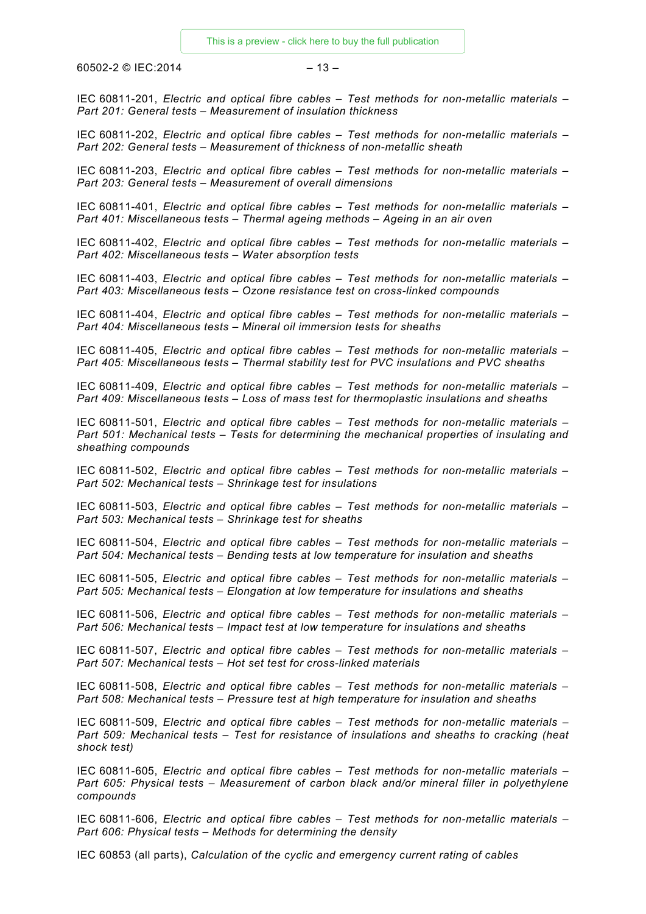IEC 60811-201, *Electric and optical fibre cables – Test methods for non-metallic materials – Part 201: General tests – Measurement of insulation thickness*

IEC 60811-202, *Electric and optical fibre cables – Test methods for non-metallic materials – Part 202: General tests – Measurement of thickness of non-metallic sheath*

IEC 60811-203, *Electric and optical fibre cables – Test methods for non-metallic materials – Part 203: General tests – Measurement of overall dimensions*

IEC 60811-401, *Electric and optical fibre cables – Test methods for non-metallic materials – Part 401: Miscellaneous tests – Thermal ageing methods – Ageing in an air oven*

IEC 60811-402, *Electric and optical fibre cables – Test methods for non-metallic materials – Part 402: Miscellaneous tests – Water absorption tests*

IEC 60811-403, *Electric and optical fibre cables – Test methods for non-metallic materials – Part 403: Miscellaneous tests – Ozone resistance test on cross-linked compounds*

IEC 60811-404, *Electric and optical fibre cables – Test methods for non-metallic materials – Part 404: Miscellaneous tests – Mineral oil immersion tests for sheaths*

IEC 60811-405, *Electric and optical fibre cables – Test methods for non-metallic materials – Part 405: Miscellaneous tests – Thermal stability test for PVC insulations and PVC sheaths*

IEC 60811-409, *Electric and optical fibre cables – Test methods for non-metallic materials – Part 409: Miscellaneous tests – Loss of mass test for thermoplastic insulations and sheaths*

IEC 60811-501, *Electric and optical fibre cables – Test methods for non-metallic materials – Part 501: Mechanical tests – Tests for determining the mechanical properties of insulating and sheathing compounds*

IEC 60811-502, *Electric and optical fibre cables – Test methods for non-metallic materials – Part 502: Mechanical tests – Shrinkage test for insulations*

IEC 60811-503, *Electric and optical fibre cables – Test methods for non-metallic materials – Part 503: Mechanical tests – Shrinkage test for sheaths*

IEC 60811-504, *Electric and optical fibre cables – Test methods for non-metallic materials – Part 504: Mechanical tests – Bending tests at low temperature for insulation and sheaths*

IEC 60811-505, *Electric and optical fibre cables – Test methods for non-metallic materials – Part 505: Mechanical tests – Elongation at low temperature for insulations and sheaths*

IEC 60811-506, *Electric and optical fibre cables – Test methods for non-metallic materials – Part 506: Mechanical tests – Impact test at low temperature for insulations and sheaths*

IEC 60811-507, *Electric and optical fibre cables – Test methods for non-metallic materials – Part 507: Mechanical tests – Hot set test for cross-linked materials*

IEC 60811-508, *Electric and optical fibre cables – Test methods for non-metallic materials – Part 508: Mechanical tests – Pressure test at high temperature for insulation and sheaths*

IEC 60811-509, *Electric and optical fibre cables – Test methods for non-metallic materials – Part 509: Mechanical tests – Test for resistance of insulations and sheaths to cracking (heat shock test)*

IEC 60811-605, *Electric and optical fibre cables – Test methods for non-metallic materials – Part 605: Physical tests – Measurement of carbon black and/or mineral filler in polyethylene compounds*

IEC 60811-606, *Electric and optical fibre cables – Test methods for non-metallic materials – Part 606: Physical tests – Methods for determining the density*

IEC 60853 (all parts), *Calculation of the cyclic and emergency current rating of cables*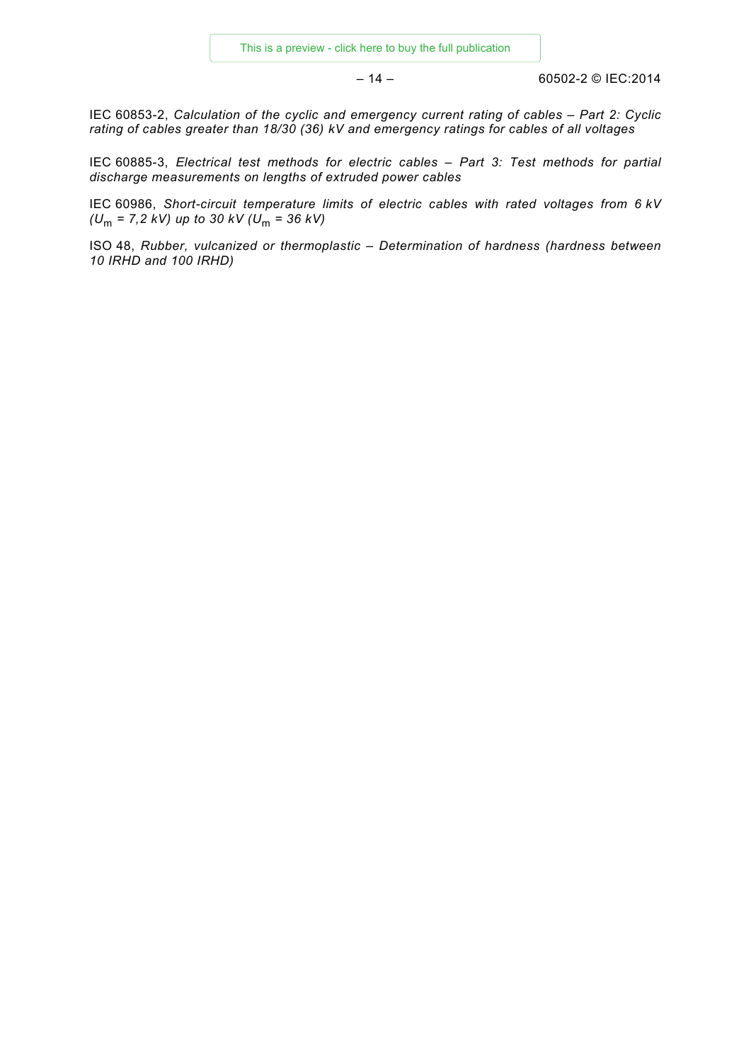IEC 60853-2, *Calculation of the cyclic and emergency current rating of cables – Part 2: Cyclic rating of cables greater than 18/30 (36) kV and emergency ratings for cables of all voltages*

IEC 60885-3, *Electrical test methods for electric cables – Part 3: Test methods for partial discharge measurements on lengths of extruded power cables*

IEC 60986, *Short-circuit temperature limits of electric cables with rated voltages from 6 kV ($U_m$ = 7,2 kV) up to 30 kV ($U_m$ = 36 kV)*

ISO 48, *Rubber, vulcanized or thermoplastic – Determination of hardness (hardness between 10 IRHD and 100 IRHD)*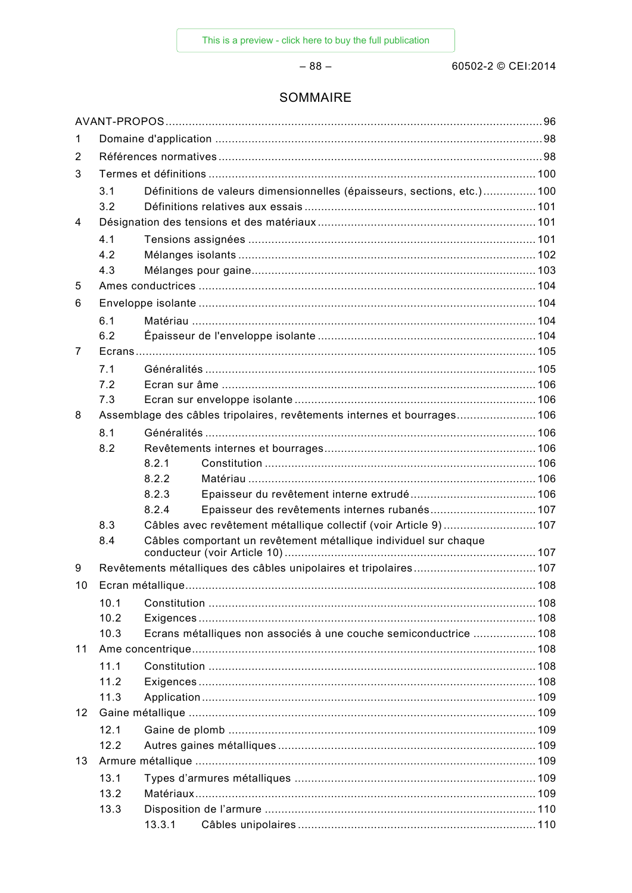# SOMMAIRE

AVANT-PROPOS ... 96

1 Domaine d'application ... 98

2 Références normatives ... 98

3 Termes et définitions ... 100

- 3.1 Définitions de valeurs dimensionnelles (épaisseurs, sections, etc.) ... 100
- 3.2 Définitions relatives aux essais ... 101

4 Désignation des tensions et des matériaux ... 101

- 4.1 Tensions assignées ... 101
- 4.2 Mélanges isolants ... 102
- 4.3 Mélanges pour gaine ... 103

5 Ames conductrices ... 104

6 Enveloppe isolante ... 104

- 6.1 Matériau ... 104
- 6.2 Épaisseur de l'enveloppe isolante ... 104

7 Ecrans ... 105

- 7.1 Généralités ... 105
- 7.2 Ecran sur âme ... 106
- 7.3 Ecran sur enveloppe isolante ... 106

8 Assemblage des câbles tripolaires, revêtements internes et bourrages ... 106

- 8.1 Généralités ... 106
- 8.2 Revêtements internes et bourrages ... 106
  - 8.2.1 Constitution ... 106
  - 8.2.2 Matériau ... 106
  - 8.2.3 Epaisseur du revêtement interne extrudé ... 106
  - 8.2.4 Epaisseur des revêtements internes rubanés ... 107
- 8.3 Câbles avec revêtement métallique collectif (voir Article 9) ... 107
- 8.4 Câbles comportant un revêtement métallique individuel sur chaque conducteur (voir Article 10) ... 107

9 Revêtements métalliques des câbles unipolaires et tripolaires ... 107

10 Ecran métallique ... 108

- 10.1 Constitution ... 108
- 10.2 Exigences ... 108
- 10.3 Ecrans métalliques non associés à une couche semiconductrice ... 108

11 Ame concentrique ... 108

- 11.1 Constitution ... 108
- 11.2 Exigences ... 108
- 11.3 Application ... 109

12 Gaine métallique ... 109

- 12.1 Gaine de plomb ... 109
- 12.2 Autres gaines métalliques ... 109

13 Armure métallique ... 109

- 13.1 Types d'armures métalliques ... 109
- 13.2 Matériaux ... 109
- 13.3 Disposition de l'armure ... 110
  - 13.3.1 Câbles unipolaires ... 110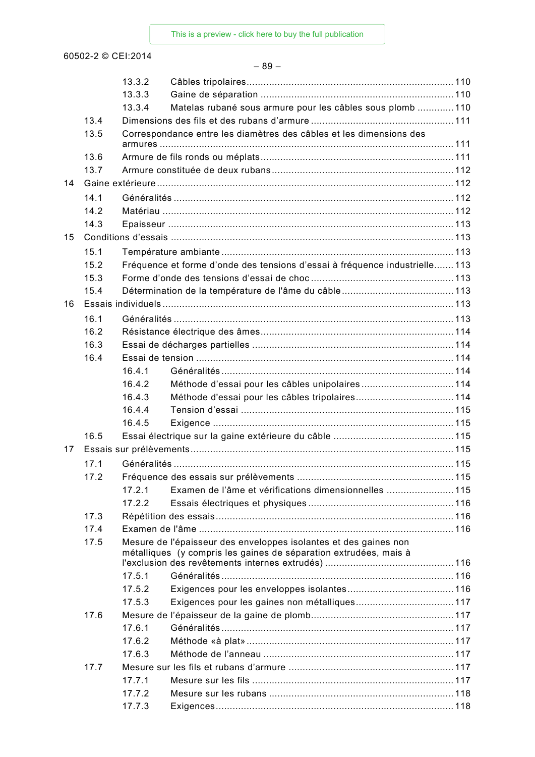13.3.2 Câbles tripolaires ........................................................................ 110
13.3.3 Gaine de séparation ...................................................................... 110
13.3.4 Matelas rubané sous armure pour les câbles sous plomb ............. 110
13.4 Dimensions des fils et des rubans d’armure ............................................... 111
13.5 Correspondance entre les diamètres des câbles et les dimensions des armures ........................................................................................... 111
13.6 Armure de fils ronds ou méplats .................................................................. 111
13.7 Armure constituée de deux rubans .............................................................. 112
14 Gaine extérieure ......................................................................................... 112
14.1 Généralités .............................................................................................. 112
14.2 Matériau ................................................................................................... 112
14.3 Epaisseur ................................................................................................. 113
15 Conditions d’essais ...................................................................................... 113
15.1 Température ambiante ............................................................................... 113
15.2 Fréquence et forme d’onde des tensions d’essai à fréquence industrielle ....... 113
15.3 Forme d’onde des tensions d’essai de choc ................................................. 113
15.4 Détermination de la température de l'âme du câble ....................................... 113
16 Essais individuels ........................................................................................ 113
16.1 Généralités .............................................................................................. 113
16.2 Résistance électrique des âmes .................................................................. 114
16.3 Essai de décharges partielles ..................................................................... 114
16.4 Essai de tension ........................................................................................ 114
16.4.1 Généralités ................................................................................. 114
16.4.2 Méthode d’essai pour les câbles unipolaires ................................. 114
16.4.3 Méthode d'essai pour les câbles tripolaires .................................. 114
16.4.4 Tension d’essai ........................................................................... 115
16.4.5 Exigence .................................................................................... 115
16.5 Essai électrique sur la gaine extérieure du câble .......................................... 115
17 Essais sur prélèvements ............................................................................... 115
17.1 Généralités .............................................................................................. 115
17.2 Fréquence des essais sur prélèvements ...................................................... 115
17.2.1 Examen de l’âme et vérifications dimensionnelles ........................ 115
17.2.2 Essais électriques et physiques ................................................... 116
17.3 Répétition des essais ................................................................................. 116
17.4 Examen de l'âme ....................................................................................... 116
17.5 Mesure de l'épaisseur des enveloppes isolantes et des gaines non métalliques (y compris les gaines de séparation extrudées, mais à l'exclusion des revêtements internes extrudés) ............................................. 116
17.5.1 Généralités ................................................................................. 116
17.5.2 Exigences pour les enveloppes isolantes ..................................... 116
17.5.3 Exigences pour les gaines non métalliques .................................. 117
17.6 Mesure de l’épaisseur de la gaine de plomb ................................................. 117
17.6.1 Généralités ................................................................................. 117
17.6.2 Méthode «à plat» ......................................................................... 117
17.6.3 Méthode de l’anneau .................................................................... 117
17.7 Mesure sur les fils et rubans d’armure ......................................................... 117
17.7.1 Mesure sur les fils ....................................................................... 117
17.7.2 Mesure sur les rubans .................................................................. 118
17.7.3 Exigences .................................................................................... 118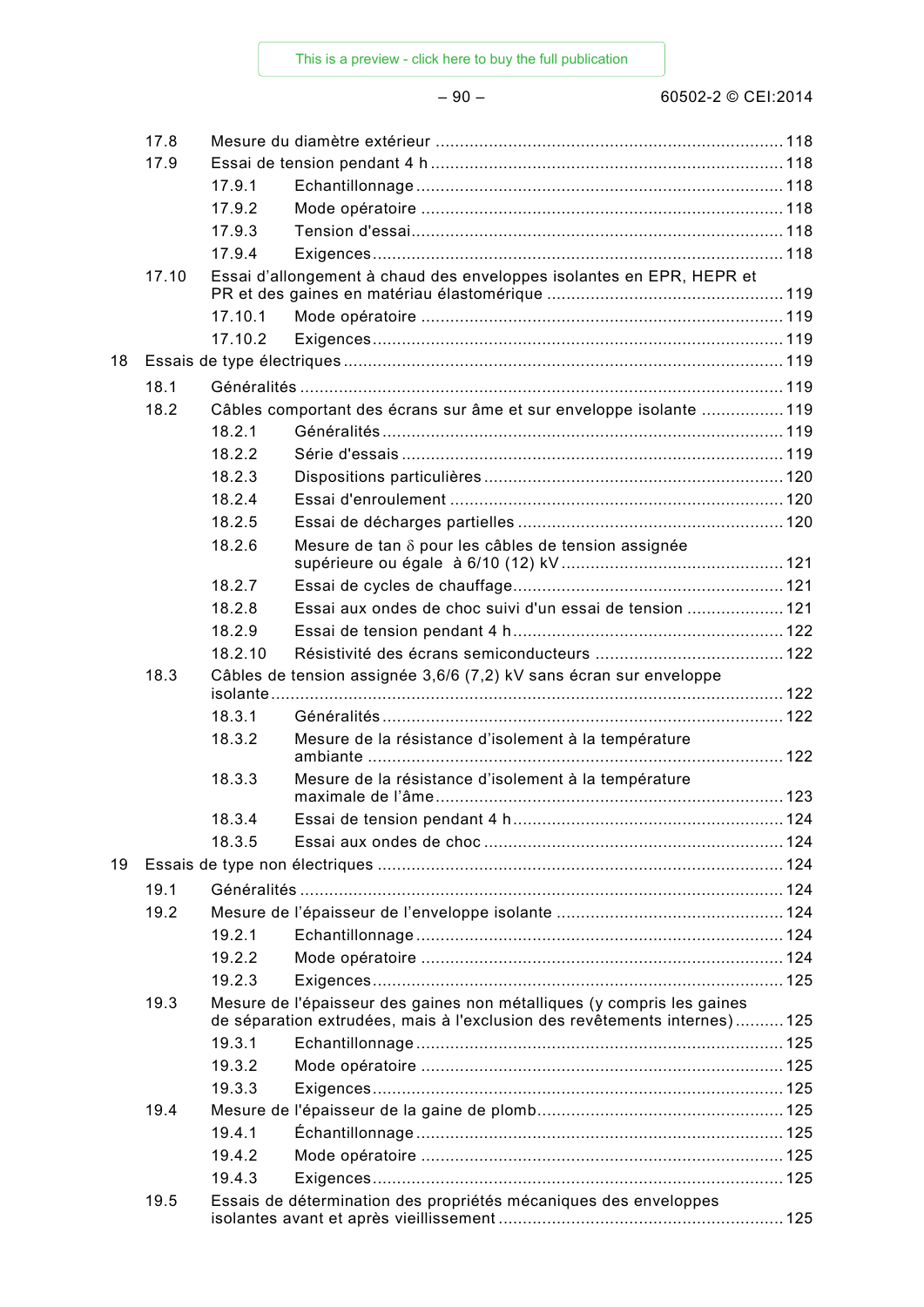17.8 Mesure du diamètre extérieur ........................................................................ 118

17.9 Essai de tension pendant 4 h ......................................................................... 118

- 17.9.1 Echantillonnage ........................................................................... 118
- 17.9.2 Mode opératoire ........................................................................... 118
- 17.9.3 Tension d'essai ............................................................................ 118
- 17.9.4 Exigences .................................................................................... 118

17.10 Essai d'allongement à chaud des enveloppes isolantes en EPR, HEPR et PR et des gaines en matériau élastomérique ................................................. 119

- 17.10.1 Mode opératoire ........................................................................... 119
- 17.10.2 Exigences .................................................................................... 119

18 Essais de type électriques .......................................................................... 119

18.1 Généralités ................................................................................................... 119

18.2 Câbles comportant des écrans sur âme et sur enveloppe isolante ................. 119

- 18.2.1 Généralités .................................................................................. 119
- 18.2.2 Série d'essais .............................................................................. 119
- 18.2.3 Dispositions particulières ............................................................. 120
- 18.2.4 Essai d'enroulement .................................................................... 120
- 18.2.5 Essai de décharges partielles ...................................................... 120
- 18.2.6 Mesure de tan $\delta$ pour les câbles de tension assignée supérieure ou égale à 6/10 (12) kV ............................................. 121
- 18.2.7 Essai de cycles de chauffage ....................................................... 121
- 18.2.8 Essai aux ondes de choc suivi d'un essai de tension .................... 121
- 18.2.9 Essai de tension pendant 4 h ....................................................... 122
- 18.2.10 Résistivité des écrans semiconducteurs ....................................... 122

18.3 Câbles de tension assignée 3,6/6 (7,2) kV sans écran sur enveloppe isolante ........................................................................................................ 122

- 18.3.1 Généralités .................................................................................. 122
- 18.3.2 Mesure de la résistance d'isolement à la température ambiante .................................................................................... 122
- 18.3.3 Mesure de la résistance d'isolement à la température maximale de l'âme ....................................................................... 123
- 18.3.4 Essai de tension pendant 4 h ....................................................... 124
- 18.3.5 Essai aux ondes de choc ............................................................. 124

19 Essais de type non électriques .................................................................. 124

19.1 Généralités ................................................................................................... 124

19.2 Mesure de l'épaisseur de l'enveloppe isolante ............................................... 124

- 19.2.1 Echantillonnage ........................................................................... 124
- 19.2.2 Mode opératoire ........................................................................... 124
- 19.2.3 Exigences .................................................................................... 125

19.3 Mesure de l'épaisseur des gaines non métalliques (y compris les gaines de séparation extrudées, mais à l'exclusion des revêtements internes) .......... 125

- 19.3.1 Echantillonnage ........................................................................... 125
- 19.3.2 Mode opératoire ........................................................................... 125
- 19.3.3 Exigences .................................................................................... 125

19.4 Mesure de l'épaisseur de la gaine de plomb .................................................. 125

- 19.4.1 Échantillonnage ........................................................................... 125
- 19.4.2 Mode opératoire ........................................................................... 125
- 19.4.3 Exigences .................................................................................... 125

19.5 Essais de détermination des propriétés mécaniques des enveloppes isolantes avant et après vieillissement .......................................................... 125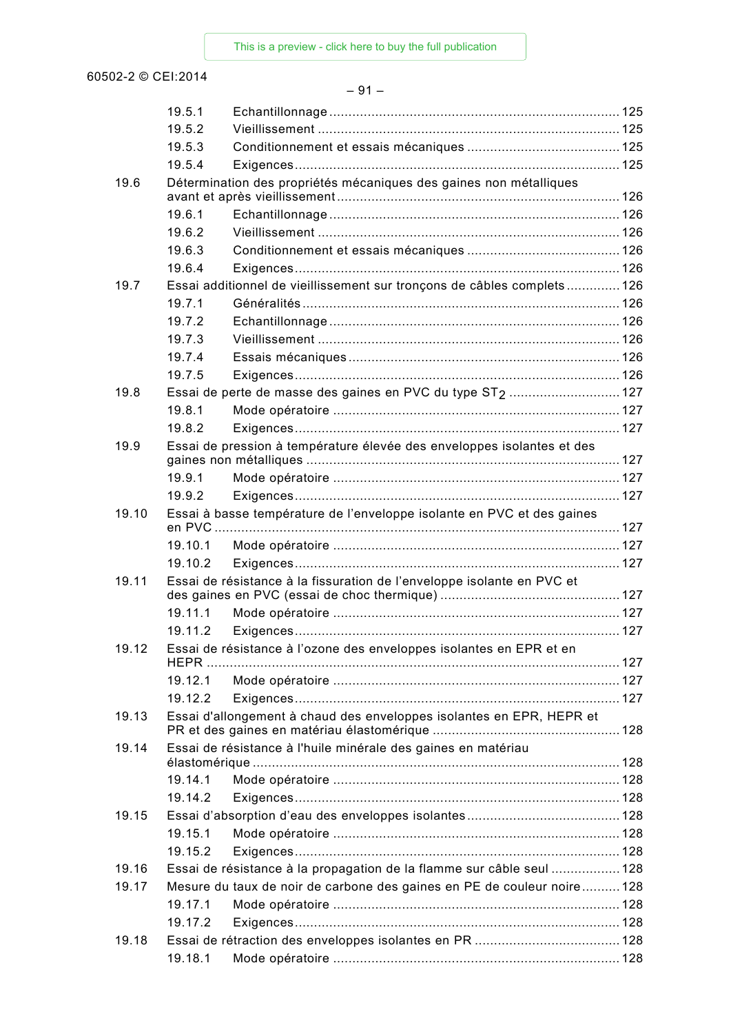19.5.1 Echantillonnage ... 125
19.5.2 Vieillissement ... 125
19.5.3 Conditionnement et essais mécaniques ... 125
19.5.4 Exigences ... 125

19.6 Détermination des propriétés mécaniques des gaines non métalliques avant et après vieillissement ... 126
19.6.1 Echantillonnage ... 126
19.6.2 Vieillissement ... 126
19.6.3 Conditionnement et essais mécaniques ... 126
19.6.4 Exigences ... 126

19.7 Essai additionnel de vieillissement sur tronçons de câbles complets ... 126
19.7.1 Généralités ... 126
19.7.2 Echantillonnage ... 126
19.7.3 Vieillissement ... 126
19.7.4 Essais mécaniques ... 126
19.7.5 Exigences ... 126

19.8 Essai de perte de masse des gaines en PVC du type $ST_2$ ... 127
19.8.1 Mode opératoire ... 127
19.8.2 Exigences ... 127

19.9 Essai de pression à température élevée des enveloppes isolantes et des gaines non métalliques ... 127
19.9.1 Mode opératoire ... 127
19.9.2 Exigences ... 127

19.10 Essai à basse température de l'enveloppe isolante en PVC et des gaines en PVC ... 127
19.10.1 Mode opératoire ... 127
19.10.2 Exigences ... 127

19.11 Essai de résistance à la fissuration de l'enveloppe isolante en PVC et des gaines en PVC (essai de choc thermique) ... 127
19.11.1 Mode opératoire ... 127
19.11.2 Exigences ... 127

19.12 Essai de résistance à l'ozone des enveloppes isolantes en EPR et en HEPR ... 127
19.12.1 Mode opératoire ... 127
19.12.2 Exigences ... 127

19.13 Essai d'allongement à chaud des enveloppes isolantes en EPR, HEPR et PR et des gaines en matériau élastomérique ... 128

19.14 Essai de résistance à l'huile minérale des gaines en matériau élastomérique ... 128
19.14.1 Mode opératoire ... 128
19.14.2 Exigences ... 128

19.15 Essai d'absorption d'eau des enveloppes isolantes ... 128
19.15.1 Mode opératoire ... 128
19.15.2 Exigences ... 128

19.16 Essai de résistance à la propagation de la flamme sur câble seul ... 128

19.17 Mesure du taux de noir de carbone des gaines en PE de couleur noire ... 128
19.17.1 Mode opératoire ... 128
19.17.2 Exigences ... 128

19.18 Essai de rétraction des enveloppes isolantes en PR ... 128
19.18.1 Mode opératoire ... 128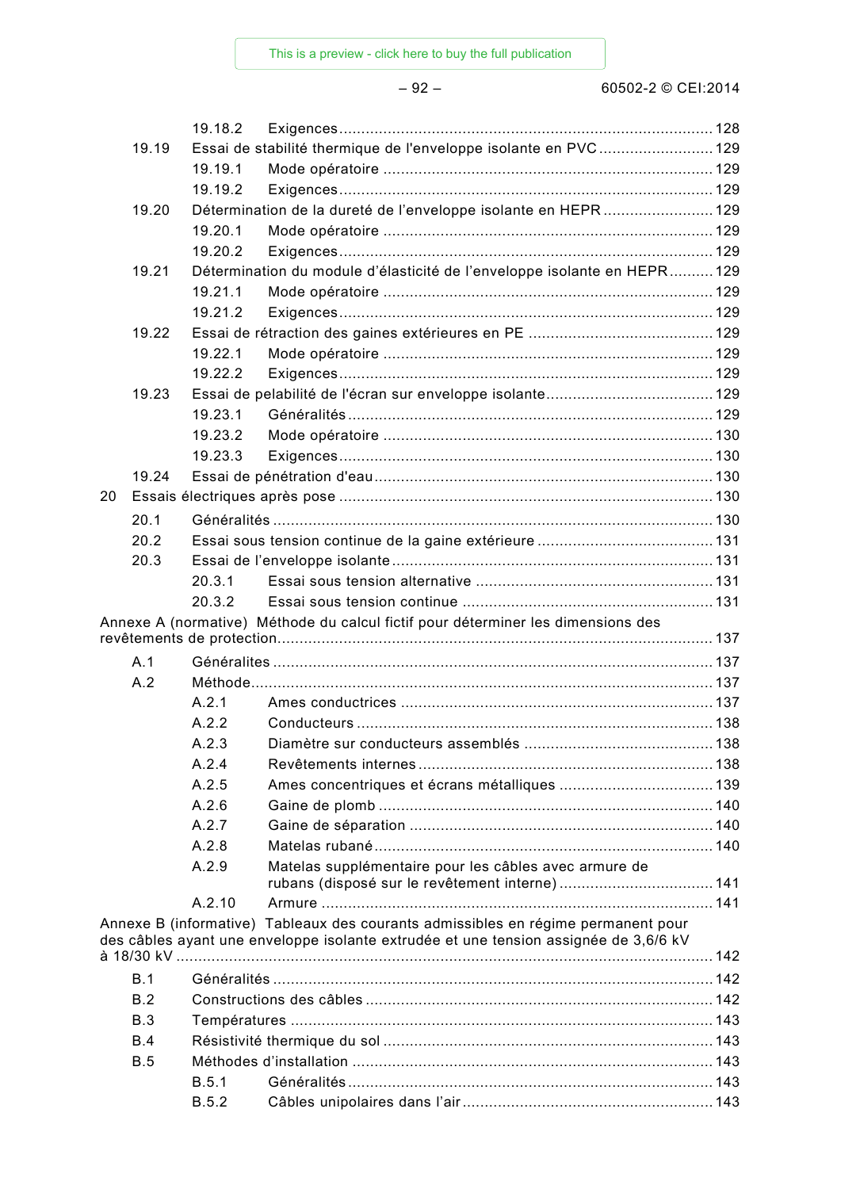19.18.2 Exigences ... 128

19.19 Essai de stabilité thermique de l'enveloppe isolante en PVC ... 129

19.19.1 Mode opératoire ... 129

19.19.2 Exigences ... 129

19.20 Détermination de la dureté de l'enveloppe isolante en HEPR ... 129

19.20.1 Mode opératoire ... 129

19.20.2 Exigences ... 129

19.21 Détermination du module d'élasticité de l'enveloppe isolante en HEPR ... 129

19.21.1 Mode opératoire ... 129

19.21.2 Exigences ... 129

19.22 Essai de rétraction des gaines extérieures en PE ... 129

19.22.1 Mode opératoire ... 129

19.22.2 Exigences ... 129

19.23 Essai de pelabilité de l'écran sur enveloppe isolante ... 129

19.23.1 Généralités ... 129

19.23.2 Mode opératoire ... 130

19.23.3 Exigences ... 130

19.24 Essai de pénétration d'eau ... 130

20 Essais électriques après pose ... 130

20.1 Généralités ... 130

20.2 Essai sous tension continue de la gaine extérieure ... 131

20.3 Essai de l'enveloppe isolante ... 131

20.3.1 Essai sous tension alternative ... 131

20.3.2 Essai sous tension continue ... 131

Annexe A (normative) Méthode du calcul fictif pour déterminer les dimensions des revêtements de protection ... 137

A.1 Généralites ... 137

A.2 Méthode ... 137

A.2.1 Ames conductrices ... 137

A.2.2 Conducteurs ... 138

A.2.3 Diamètre sur conducteurs assemblés ... 138

A.2.4 Revêtements internes ... 138

A.2.5 Ames concentriques et écrans métalliques ... 139

A.2.6 Gaine de plomb ... 140

A.2.7 Gaine de séparation ... 140

A.2.8 Matelas rubané ... 140

A.2.9 Matelas supplémentaire pour les câbles avec armure de rubans (disposé sur le revêtement interne) ... 141

A.2.10 Armure ... 141

Annexe B (informative) Tableaux des courants admissibles en régime permanent pour des câbles ayant une enveloppe isolante extrudée et une tension assignée de 3,6/6 kV à 18/30 kV ... 142

B.1 Généralités ... 142

B.2 Constructions des câbles ... 142

B.3 Températures ... 143

B.4 Résistivité thermique du sol ... 143

B.5 Méthodes d'installation ... 143

B.5.1 Généralités ... 143

B.5.2 Câbles unipolaires dans l'air ... 143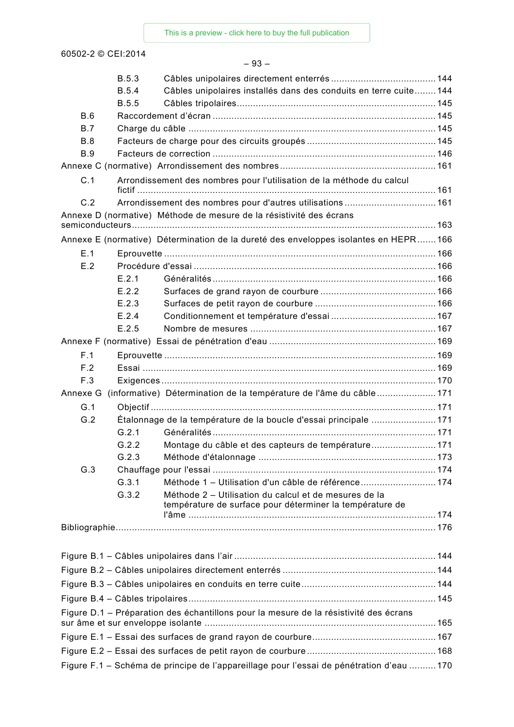B.5.3 Câbles unipolaires directement enterrés ....................................... 144
B.5.4 Câbles unipolaires installés dans des conduits en terre cuite........ 144
B.5.5 Câbles tripolaires......................................................................... 145

B.6 Raccordement d'écran ................................................................................. 145
B.7 Charge du câble ........................................................................................... 145
B.8 Facteurs de charge pour des circuits groupés ............................................... 145
B.9 Facteurs de correction .................................................................................. 146

Annexe C (normative) Arrondissement des nombres ......................................................... 161

C.1 Arrondissement des nombres pour l'utilisation de la méthode du calcul fictif ............................................................................................................. 161
C.2 Arrondissement des nombres pour d'autres utilisations ................................. 161

Annexe D (normative) Méthode de mesure de la résistivité des écrans semiconducteurs............................................................................................................... 163

Annexe E (normative) Détermination de la dureté des enveloppes isolantes en HEPR....... 166

E.1 Eprouvette .................................................................................................... 166
E.2 Procédure d'essai ......................................................................................... 166

E.2.1 Généralités ................................................................................. 166
E.2.2 Surfaces de grand rayon de courbure ........................................... 166
E.2.3 Surfaces de petit rayon de courbure ............................................. 166
E.2.4 Conditionnement et température d'essai ....................................... 167
E.2.5 Nombre de mesures ..................................................................... 167

Annexe F (normative) Essai de pénétration d'eau ............................................................. 169

F.1 Eprouvette .................................................................................................... 169
F.2 Essai ........................................................................................................... 169
F.3 Exigences ..................................................................................................... 170

Annexe G (informative) Détermination de la température de l'âme du câble ...................... 171

G.1 Objectif ........................................................................................................ 171
G.2 Étalonnage de la température de la boucle d'essai principale ........................ 171

G.2.1 Généralités ................................................................................. 171
G.2.2 Montage du câble et des capteurs de température ........................ 171
G.2.3 Méthode d'étalonnage .................................................................. 173

G.3 Chauffage pour l'essai .................................................................................. 174

G.3.1 Méthode 1 – Utilisation d'un câble de référence ............................ 174
G.3.2 Méthode 2 – Utilisation du calcul et de mesures de la température de surface pour déterminer la température de l'âme ........................................................................................... 174

Bibliographie..................................................................................................................... 176

Figure B.1 – Câbles unipolaires dans l'air .......................................................................... 144
Figure B.2 – Câbles unipolaires directement enterrés ........................................................ 144
Figure B.3 – Câbles unipolaires en conduits en terre cuite.................................................. 144
Figure B.4 – Câbles tripolaires........................................................................................... 145
Figure D.1 – Préparation des échantillons pour la mesure de la résistivité des écrans sur âme et sur enveloppe isolante ..................................................................................... 165
Figure E.1 – Essai des surfaces de grand rayon de courbure ............................................. 167
Figure E.2 – Essai des surfaces de petit rayon de courbure ................................................ 168
Figure F.1 – Schéma de principe de l'appareillage pour l'essai de pénétration d'eau .......... 170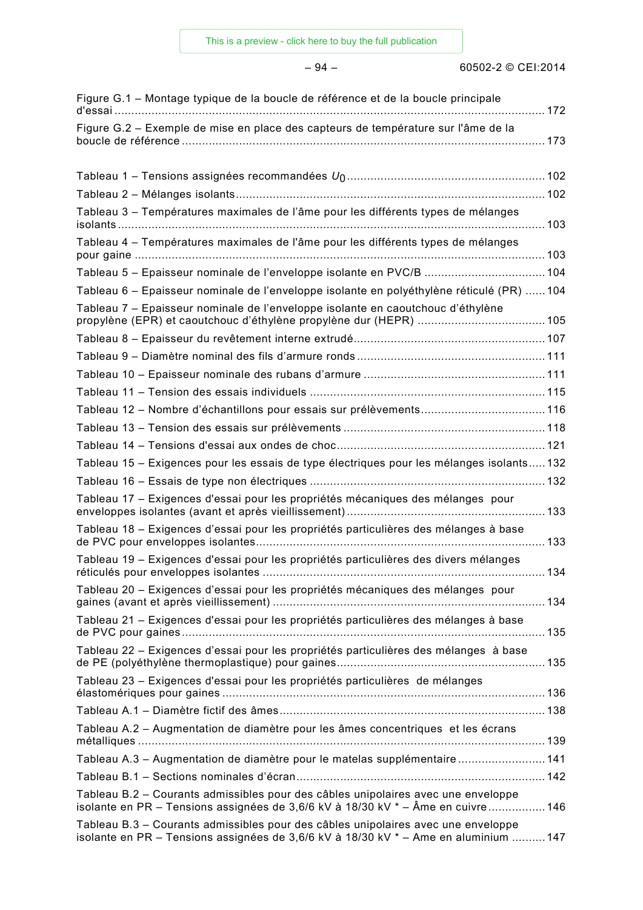Figure G.1 – Montage typique de la boucle de référence et de la boucle principale d'essai ............ 172

Figure G.2 – Exemple de mise en place des capteurs de température sur l'âme de la boucle de référence ............ 173

Tableau 1 – Tensions assignées recommandées $U_0$ ............ 102

Tableau 2 – Mélanges isolants ............ 102

Tableau 3 – Températures maximales de l'âme pour les différents types de mélanges isolants ............ 103

Tableau 4 – Températures maximales de l'âme pour les différents types de mélanges pour gaine ............ 103

Tableau 5 – Epaisseur nominale de l'enveloppe isolante en PVC/B ............ 104

Tableau 6 – Epaisseur nominale de l'enveloppe isolante en polyéthylène réticulé (PR) ............ 104

Tableau 7 – Epaisseur nominale de l'enveloppe isolante en caoutchouc d'éthylène propylène (EPR) et caoutchouc d'éthylène propylène dur (HEPR) ............ 105

Tableau 8 – Epaisseur du revêtement interne extrudé ............ 107

Tableau 9 – Diamètre nominal des fils d'armure ronds ............ 111

Tableau 10 – Epaisseur nominale des rubans d'armure ............ 111

Tableau 11 – Tension des essais individuels ............ 115

Tableau 12 – Nombre d'échantillons pour essais sur prélèvements ............ 116

Tableau 13 – Tension des essais sur prélèvements ............ 118

Tableau 14 – Tensions d'essai aux ondes de choc ............ 121

Tableau 15 – Exigences pour les essais de type électriques pour les mélanges isolants ............ 132

Tableau 16 – Essais de type non électriques ............ 132

Tableau 17 – Exigences d'essai pour les propriétés mécaniques des mélanges pour enveloppes isolantes (avant et après vieillissement) ............ 133

Tableau 18 – Exigences d'essai pour les propriétés particulières des mélanges à base de PVC pour enveloppes isolantes ............ 133

Tableau 19 – Exigences d'essai pour les propriétés particulières des divers mélanges réticulés pour enveloppes isolantes ............ 134

Tableau 20 – Exigences d'essai pour les propriétés mécaniques des mélanges pour gaines (avant et après vieillissement) ............ 134

Tableau 21 – Exigences d'essai pour les propriétés particulières des mélanges à base de PVC pour gaines ............ 135

Tableau 22 – Exigences d'essai pour les propriétés particulières des mélanges à base de PE (polyéthylène thermoplastique) pour gaines ............ 135

Tableau 23 – Exigences d'essai pour les propriétés particulières de mélanges élastomériques pour gaines ............ 136

Tableau A.1 – Diamètre fictif des âmes ............ 138

Tableau A.2 – Augmentation de diamètre pour les âmes concentriques et les écrans métalliques ............ 139

Tableau A.3 – Augmentation de diamètre pour le matelas supplémentaire ............ 141

Tableau B.1 – Sections nominales d'écran ............ 142

Tableau B.2 – Courants admissibles pour des câbles unipolaires avec une enveloppe isolante en PR – Tensions assignées de 3,6/6 kV à 18/30 kV * – Âme en cuivre ............ 146

Tableau B.3 – Courants admissibles pour des câbles unipolaires avec une enveloppe isolante en PR – Tensions assignées de 3,6/6 kV à 18/30 kV * – Ame en aluminium ............ 147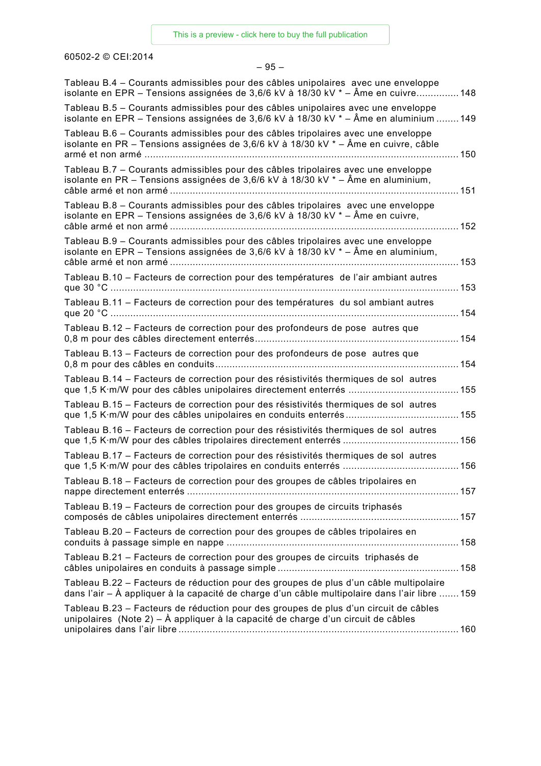Tableau B.4 – Courants admissibles pour des câbles unipolaires avec une enveloppe isolante en EPR – Tensions assignées de 3,6/6 kV à 18/30 kV * – Âme en cuivre............... 148

Tableau B.5 – Courants admissibles pour des câbles unipolaires avec une enveloppe isolante en EPR – Tensions assignées de 3,6/6 kV à 18/30 kV * – Âme en aluminium ........ 149

Tableau B.6 – Courants admissibles pour des câbles tripolaires avec une enveloppe isolante en PR – Tensions assignées de 3,6/6 kV à 18/30 kV * – Âme en cuivre, câble armé et non armé ............................................................................................................ 150

Tableau B.7 – Courants admissibles pour des câbles tripolaires avec une enveloppe isolante en PR – Tensions assignées de 3,6/6 kV à 18/30 kV * – Âme en aluminium, câble armé et non armé ................................................................................................. 151

Tableau B.8 – Courants admissibles pour des câbles tripolaires avec une enveloppe isolante en EPR – Tensions assignées de 3,6/6 kV à 18/30 kV * – Âme en cuivre, câble armé et non armé ................................................................................................. 152

Tableau B.9 – Courants admissibles pour des câbles tripolaires avec une enveloppe isolante en EPR – Tensions assignées de 3,6/6 kV à 18/30 kV * – Âme en aluminium, câble armé et non armé ................................................................................................. 153

Tableau B.10 – Facteurs de correction pour des températures de l'air ambiant autres que 30 °C .......................................................................................................................... 153

Tableau B.11 – Facteurs de correction pour des températures du sol ambiant autres que 20 °C .......................................................................................................................... 154

Tableau B.12 – Facteurs de correction pour des profondeurs de pose autres que 0,8 m pour des câbles directement enterrés....................................................................... 154

Tableau B.13 – Facteurs de correction pour des profondeurs de pose autres que 0,8 m pour des câbles en conduits..................................................................................... 154

Tableau B.14 – Facteurs de correction pour des résistivités thermiques de sol autres que 1,5 K·m/W pour des câbles unipolaires directement enterrés ...................................... 155

Tableau B.15 – Facteurs de correction pour des résistivités thermiques de sol autres que 1,5 K·m/W pour des câbles unipolaires en conduits enterrés....................................... 155

Tableau B.16 – Facteurs de correction pour des résistivités thermiques de sol autres que 1,5 K·m/W pour des câbles tripolaires directement enterrés ........................................ 156

Tableau B.17 – Facteurs de correction pour des résistivités thermiques de sol autres que 1,5 K·m/W pour des câbles tripolaires en conduits enterrés ........................................ 156

Tableau B.18 – Facteurs de correction pour des groupes de câbles tripolaires en nappe directement enterrés ............................................................................................... 157

Tableau B.19 – Facteurs de correction pour des groupes de circuits triphasés composés de câbles unipolaires directement enterrés ....................................................... 157

Tableau B.20 – Facteurs de correction pour des groupes de câbles tripolaires en conduits à passage simple en nappe ................................................................................. 158

Tableau B.21 – Facteurs de correction pour des groupes de circuits triphasés de câbles unipolaires en conduits à passage simple ............................................................... 158

Tableau B.22 – Facteurs de réduction pour des groupes de plus d'un câble multipolaire dans l'air – À appliquer à la capacité de charge d'un câble multipolaire dans l'air libre ....... 159

Tableau B.23 – Facteurs de réduction pour des groupes de plus d'un circuit de câbles unipolaires (Note 2) – À appliquer à la capacité de charge d'un circuit de câbles unipolaires dans l'air libre .................................................................................................. 160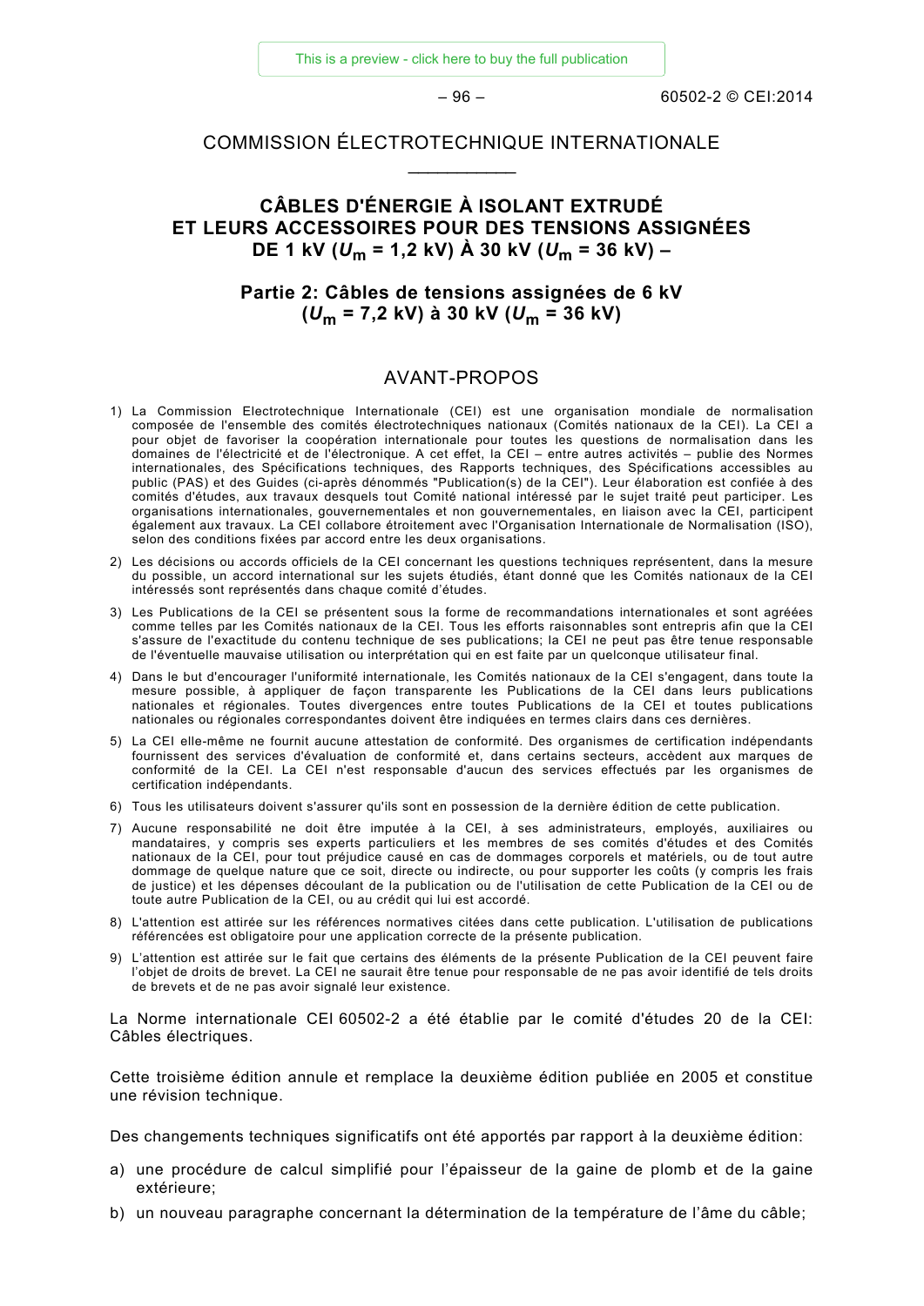# COMMISSION ÉLECTROTECHNIQUE INTERNATIONALE

___________

## CÂBLES D'ÉNERGIE À ISOLANT EXTRUDÉ ET LEURS ACCESSOIRES POUR DES TENSIONS ASSIGNÉES DE 1 kV ($U_m$ = 1,2 kV) À 30 kV ($U_m$ = 36 kV) –

## Partie 2: Câbles de tensions assignées de 6 kV ($U_m$ = 7,2 kV) à 30 kV ($U_m$ = 36 kV)

## AVANT-PROPOS

1) La Commission Electrotechnique Internationale (CEI) est une organisation mondiale de normalisation composée de l'ensemble des comités électrotechniques nationaux (Comités nationaux de la CEI). La CEI a pour objet de favoriser la coopération internationale pour toutes les questions de normalisation dans les domaines de l'électricité et de l'électronique. A cet effet, la CEI – entre autres activités – publie des Normes internationales, des Spécifications techniques, des Rapports techniques, des Spécifications accessibles au public (PAS) et des Guides (ci-après dénommés "Publication(s) de la CEI"). Leur élaboration est confiée à des comités d'études, aux travaux desquels tout Comité national intéressé par le sujet traité peut participer. Les organisations internationales, gouvernementales et non gouvernementales, en liaison avec la CEI, participent également aux travaux. La CEI collabore étroitement avec l'Organisation Internationale de Normalisation (ISO), selon des conditions fixées par accord entre les deux organisations.
2) Les décisions ou accords officiels de la CEI concernant les questions techniques représentent, dans la mesure du possible, un accord international sur les sujets étudiés, étant donné que les Comités nationaux de la CEI intéressés sont représentés dans chaque comité d'études.
3) Les Publications de la CEI se présentent sous la forme de recommandations internationales et sont agréées comme telles par les Comités nationaux de la CEI. Tous les efforts raisonnables sont entrepris afin que la CEI s'assure de l'exactitude du contenu technique de ses publications; la CEI ne peut pas être tenue responsable de l'éventuelle mauvaise utilisation ou interprétation qui en est faite par un quelconque utilisateur final.
4) Dans le but d'encourager l'uniformité internationale, les Comités nationaux de la CEI s'engagent, dans toute la mesure possible, à appliquer de façon transparente les Publications de la CEI dans leurs publications nationales et régionales. Toutes divergences entre toutes Publications de la CEI et toutes publications nationales ou régionales correspondantes doivent être indiquées en termes clairs dans ces dernières.
5) La CEI elle-même ne fournit aucune attestation de conformité. Des organismes de certification indépendants fournissent des services d'évaluation de conformité et, dans certains secteurs, accèdent aux marques de conformité de la CEI. La CEI n'est responsable d'aucun des services effectués par les organismes de certification indépendants.
6) Tous les utilisateurs doivent s'assurer qu'ils sont en possession de la dernière édition de cette publication.
7) Aucune responsabilité ne doit être imputée à la CEI, à ses administrateurs, employés, auxiliaires ou mandataires, y compris ses experts particuliers et les membres de ses comités d'études et des Comités nationaux de la CEI, pour tout préjudice causé en cas de dommages corporels et matériels, ou de tout autre dommage de quelque nature que ce soit, directe ou indirecte, ou pour supporter les coûts (y compris les frais de justice) et les dépenses découlant de la publication ou de l'utilisation de cette Publication de la CEI ou de toute autre Publication de la CEI, ou au crédit qui lui est accordé.
8) L'attention est attirée sur les références normatives citées dans cette publication. L'utilisation de publications référencées est obligatoire pour une application correcte de la présente publication.
9) L'attention est attirée sur le fait que certains des éléments de la présente Publication de la CEI peuvent faire l'objet de droits de brevet. La CEI ne saurait être tenue pour responsable de ne pas avoir identifié de tels droits de brevets et de ne pas avoir signalé leur existence.

La Norme internationale CEI 60502-2 a été établie par le comité d'études 20 de la CEI: Câbles électriques.

Cette troisième édition annule et remplace la deuxième édition publiée en 2005 et constitue une révision technique.

Des changements techniques significatifs ont été apportés par rapport à la deuxième édition:

a) une procédure de calcul simplifié pour l'épaisseur de la gaine de plomb et de la gaine extérieure;
b) un nouveau paragraphe concernant la détermination de la température de l'âme du câble;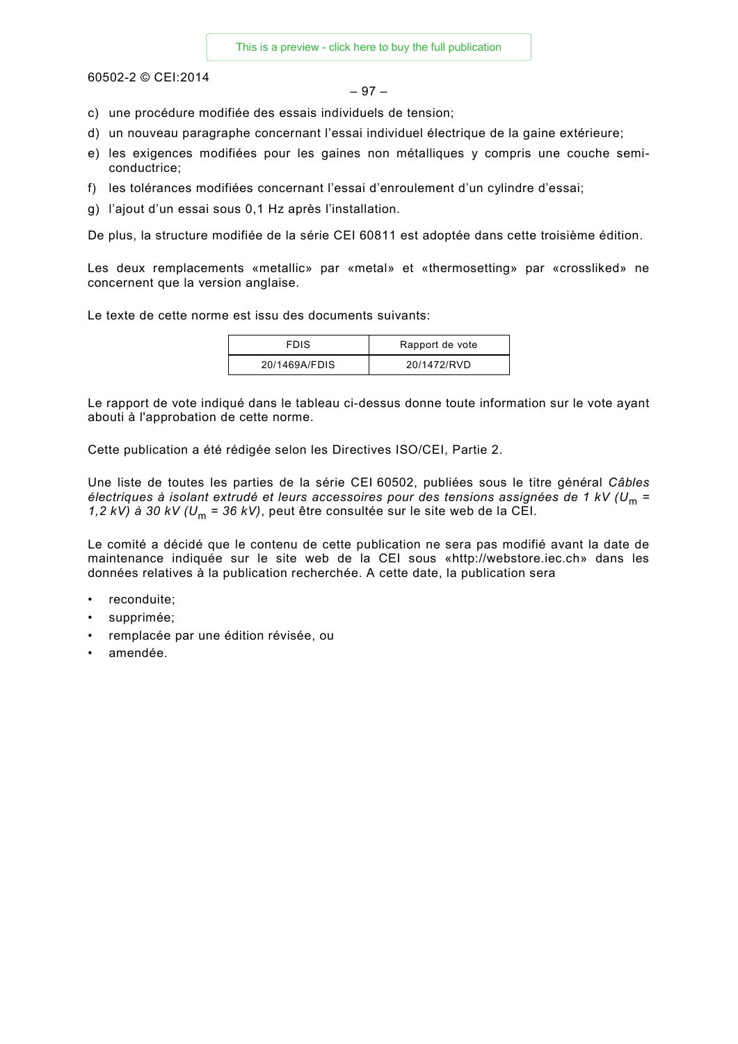c) une procédure modifiée des essais individuels de tension;
d) un nouveau paragraphe concernant l'essai individuel électrique de la gaine extérieure;
e) les exigences modifiées pour les gaines non métalliques y compris une couche semi-conductrice;
f) les tolérances modifiées concernant l'essai d'enroulement d'un cylindre d'essai;
g) l'ajout d'un essai sous 0,1 Hz après l'installation.

De plus, la structure modifiée de la série CEI 60811 est adoptée dans cette troisième édition.

Les deux remplacements «metallic» par «metal» et «thermosetting» par «crossliked» ne concernent que la version anglaise.

Le texte de cette norme est issu des documents suivants:

| FDIS | Rapport de vote |
|---|---|
| 20/1469A/FDIS | 20/1472/RVD |

Le rapport de vote indiqué dans le tableau ci-dessus donne toute information sur le vote ayant abouti à l'approbation de cette norme.

Cette publication a été rédigée selon les Directives ISO/CEI, Partie 2.

Une liste de toutes les parties de la série CEI 60502, publiées sous le titre général *Câbles électriques à isolant extrudé et leurs accessoires pour des tensions assignées de 1 kV ($U_m$ = 1,2 kV) à 30 kV ($U_m$ = 36 kV)*, peut être consultée sur le site web de la CEI.

Le comité a décidé que le contenu de cette publication ne sera pas modifié avant la date de maintenance indiquée sur le site web de la CEI sous «http://webstore.iec.ch» dans les données relatives à la publication recherchée. A cette date, la publication sera

- reconduite;
- supprimée;
- remplacée par une édition révisée, ou
- amendée.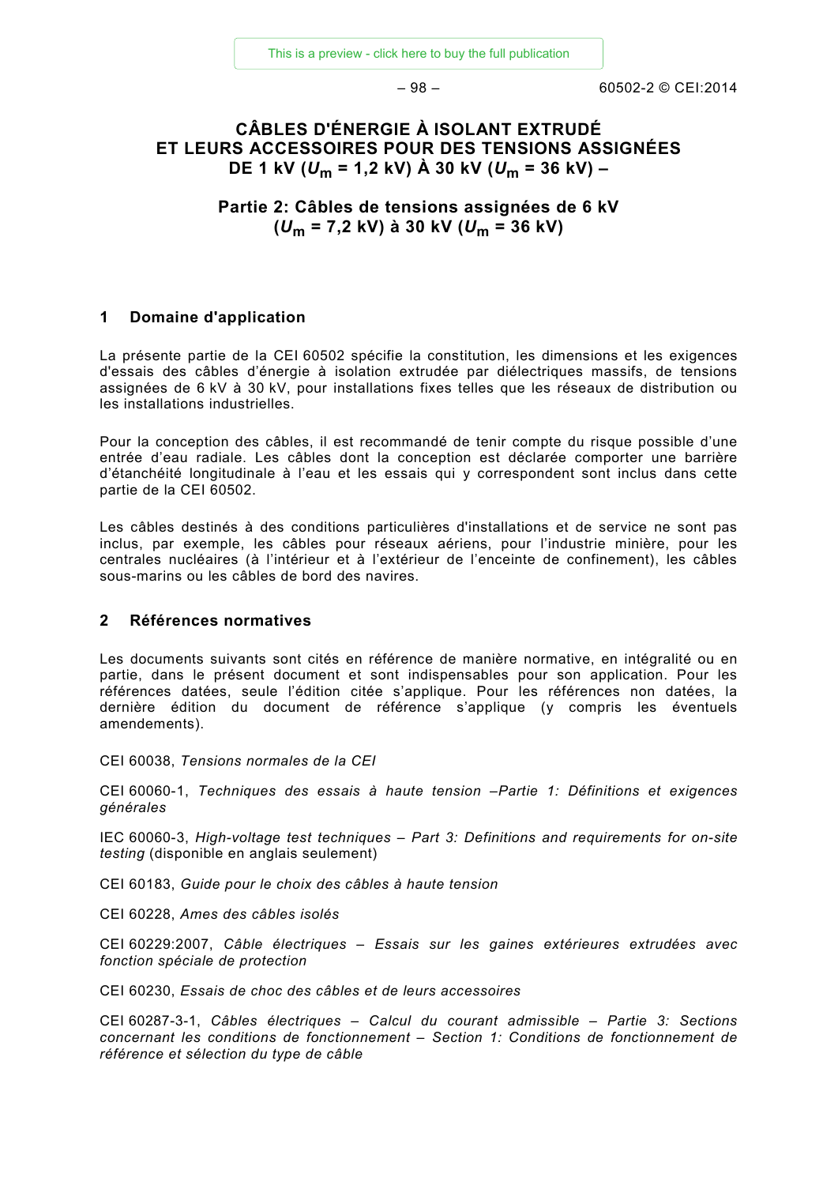# CÂBLES D'ÉNERGIE À ISOLANT EXTRUDÉ ET LEURS ACCESSOIRES POUR DES TENSIONS ASSIGNÉES DE 1 kV ($U_m$ = 1,2 kV) À 30 kV ($U_m$ = 36 kV) –

# Partie 2: Câbles de tensions assignées de 6 kV ($U_m$ = 7,2 kV) à 30 kV ($U_m$ = 36 kV)

## 1 Domaine d'application

La présente partie de la CEI 60502 spécifie la constitution, les dimensions et les exigences d'essais des câbles d'énergie à isolation extrudée par diélectriques massifs, de tensions assignées de 6 kV à 30 kV, pour installations fixes telles que les réseaux de distribution ou les installations industrielles.

Pour la conception des câbles, il est recommandé de tenir compte du risque possible d'une entrée d'eau radiale. Les câbles dont la conception est déclarée comporter une barrière d'étanchéité longitudinale à l'eau et les essais qui y correspondent sont inclus dans cette partie de la CEI 60502.

Les câbles destinés à des conditions particulières d'installations et de service ne sont pas inclus, par exemple, les câbles pour réseaux aériens, pour l'industrie minière, pour les centrales nucléaires (à l'intérieur et à l'extérieur de l'enceinte de confinement), les câbles sous-marins ou les câbles de bord des navires.

## 2 Références normatives

Les documents suivants sont cités en référence de manière normative, en intégralité ou en partie, dans le présent document et sont indispensables pour son application. Pour les références datées, seule l'édition citée s'applique. Pour les références non datées, la dernière édition du document de référence s'applique (y compris les éventuels amendements).

CEI 60038, *Tensions normales de la CEI*

CEI 60060-1, *Techniques des essais à haute tension –Partie 1: Définitions et exigences générales*

IEC 60060-3, *High-voltage test techniques – Part 3: Definitions and requirements for on-site testing* (disponible en anglais seulement)

CEI 60183, *Guide pour le choix des câbles à haute tension*

CEI 60228, *Ames des câbles isolés*

CEI 60229:2007, *Câble électriques – Essais sur les gaines extérieures extrudées avec fonction spéciale de protection*

CEI 60230, *Essais de choc des câbles et de leurs accessoires*

CEI 60287-3-1, *Câbles électriques – Calcul du courant admissible – Partie 3: Sections concernant les conditions de fonctionnement – Section 1: Conditions de fonctionnement de référence et sélection du type de câble*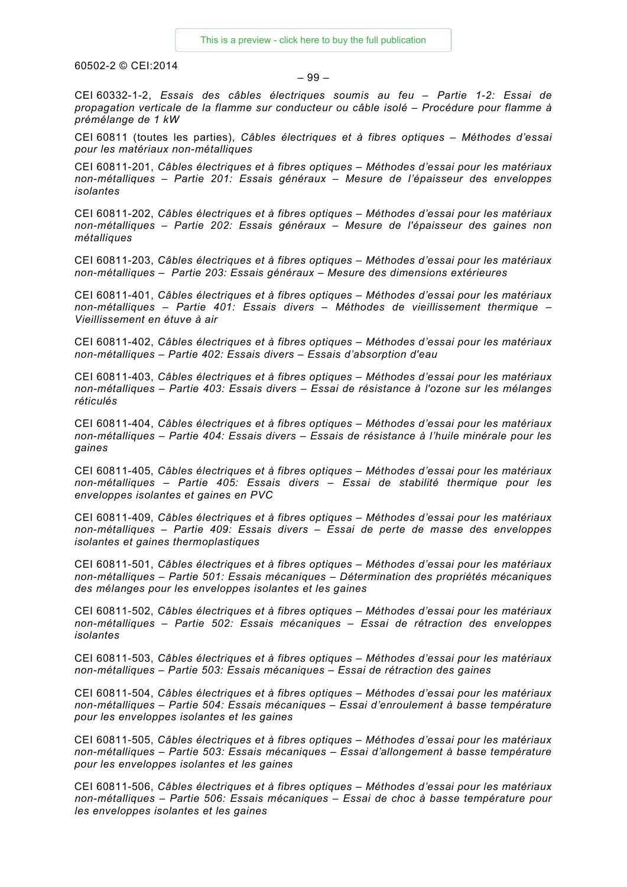CEI 60332-1-2, *Essais des câbles électriques soumis au feu – Partie 1-2: Essai de propagation verticale de la flamme sur conducteur ou câble isolé – Procédure pour flamme à prémélange de 1 kW*

CEI 60811 (toutes les parties), *Câbles électriques et à fibres optiques – Méthodes d'essai pour les matériaux non-métalliques*

CEI 60811-201, *Câbles électriques et à fibres optiques – Méthodes d'essai pour les matériaux non-métalliques – Partie 201: Essais généraux – Mesure de l'épaisseur des enveloppes isolantes*

CEI 60811-202, *Câbles électriques et à fibres optiques – Méthodes d'essai pour les matériaux non-métalliques – Partie 202: Essais généraux – Mesure de l'épaisseur des gaines non métalliques*

CEI 60811-203, *Câbles électriques et à fibres optiques – Méthodes d'essai pour les matériaux non-métalliques – Partie 203: Essais généraux – Mesure des dimensions extérieures*

CEI 60811-401, *Câbles électriques et à fibres optiques – Méthodes d'essai pour les matériaux non-métalliques – Partie 401: Essais divers – Méthodes de vieillissement thermique – Vieillissement en étuve à air*

CEI 60811-402, *Câbles électriques et à fibres optiques – Méthodes d'essai pour les matériaux non-métalliques – Partie 402: Essais divers – Essais d'absorption d'eau*

CEI 60811-403, *Câbles électriques et à fibres optiques – Méthodes d'essai pour les matériaux non-métalliques – Partie 403: Essais divers – Essai de résistance à l'ozone sur les mélanges réticulés*

CEI 60811-404, *Câbles électriques et à fibres optiques – Méthodes d'essai pour les matériaux non-métalliques – Partie 404: Essais divers – Essais de résistance à l'huile minérale pour les gaines*

CEI 60811-405, *Câbles électriques et à fibres optiques – Méthodes d'essai pour les matériaux non-métalliques – Partie 405: Essais divers – Essai de stabilité thermique pour les enveloppes isolantes et gaines en PVC*

CEI 60811-409, *Câbles électriques et à fibres optiques – Méthodes d'essai pour les matériaux non-métalliques – Partie 409: Essais divers – Essai de perte de masse des enveloppes isolantes et gaines thermoplastiques*

CEI 60811-501, *Câbles électriques et à fibres optiques – Méthodes d'essai pour les matériaux non-métalliques – Partie 501: Essais mécaniques – Détermination des propriétés mécaniques des mélanges pour les enveloppes isolantes et les gaines*

CEI 60811-502, *Câbles électriques et à fibres optiques – Méthodes d'essai pour les matériaux non-métalliques – Partie 502: Essais mécaniques – Essai de rétraction des enveloppes isolantes*

CEI 60811-503, *Câbles électriques et à fibres optiques – Méthodes d'essai pour les matériaux non-métalliques – Partie 503: Essais mécaniques – Essai de rétraction des gaines*

CEI 60811-504, *Câbles électriques et à fibres optiques – Méthodes d'essai pour les matériaux non-métalliques – Partie 504: Essais mécaniques – Essai d'enroulement à basse température pour les enveloppes isolantes et les gaines*

CEI 60811-505, *Câbles électriques et à fibres optiques – Méthodes d'essai pour les matériaux non-métalliques – Partie 503: Essais mécaniques – Essai d'allongement à basse température pour les enveloppes isolantes et les gaines*

CEI 60811-506, *Câbles électriques et à fibres optiques – Méthodes d'essai pour les matériaux non-métalliques – Partie 506: Essais mécaniques – Essai de choc à basse température pour les enveloppes isolantes et les gaines*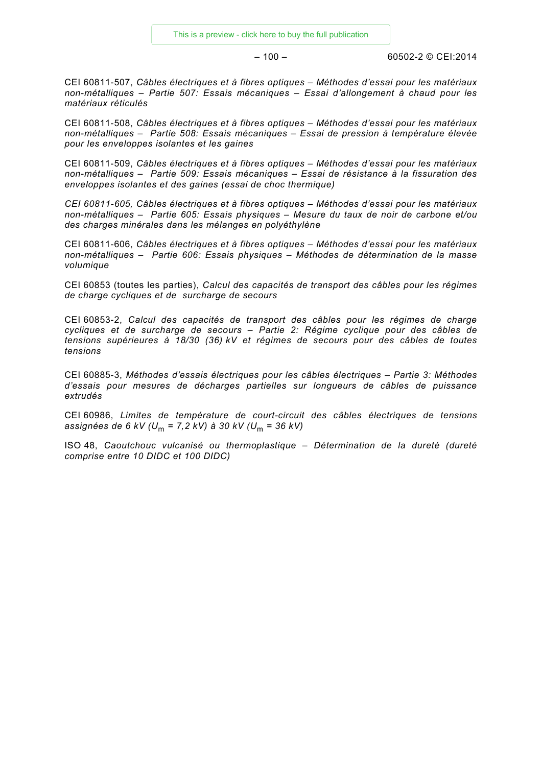CEI 60811-507, *Câbles électriques et à fibres optiques – Méthodes d'essai pour les matériaux non-métalliques – Partie 507: Essais mécaniques – Essai d'allongement à chaud pour les matériaux réticulés*

CEI 60811-508, *Câbles électriques et à fibres optiques – Méthodes d'essai pour les matériaux non-métalliques – Partie 508: Essais mécaniques – Essai de pression à température élevée pour les enveloppes isolantes et les gaines*

CEI 60811-509, *Câbles électriques et à fibres optiques – Méthodes d'essai pour les matériaux non-métalliques – Partie 509: Essais mécaniques – Essai de résistance à la fissuration des enveloppes isolantes et des gaines (essai de choc thermique)*

*CEI 60811-605, Câbles électriques et à fibres optiques – Méthodes d'essai pour les matériaux non-métalliques – Partie 605: Essais physiques – Mesure du taux de noir de carbone et/ou des charges minérales dans les mélanges en polyéthylène*

CEI 60811-606, *Câbles électriques et à fibres optiques – Méthodes d'essai pour les matériaux non-métalliques – Partie 606: Essais physiques – Méthodes de détermination de la masse volumique*

CEI 60853 (toutes les parties), *Calcul des capacités de transport des câbles pour les régimes de charge cycliques et de surcharge de secours*

CEI 60853-2, *Calcul des capacités de transport des câbles pour les régimes de charge cycliques et de surcharge de secours – Partie 2: Régime cyclique pour des câbles de tensions supérieures à 18/30 (36) kV et régimes de secours pour des câbles de toutes tensions*

CEI 60885-3, *Méthodes d'essais électriques pour les câbles électriques – Partie 3: Méthodes d'essais pour mesures de décharges partielles sur longueurs de câbles de puissance extrudés*

CEI 60986, *Limites de température de court-circuit des câbles électriques de tensions assignées de 6 kV ($U_m$ = 7,2 kV) à 30 kV ($U_m$ = 36 kV)*

ISO 48, *Caoutchouc vulcanisé ou thermoplastique – Détermination de la dureté (dureté comprise entre 10 DIDC et 100 DIDC)*